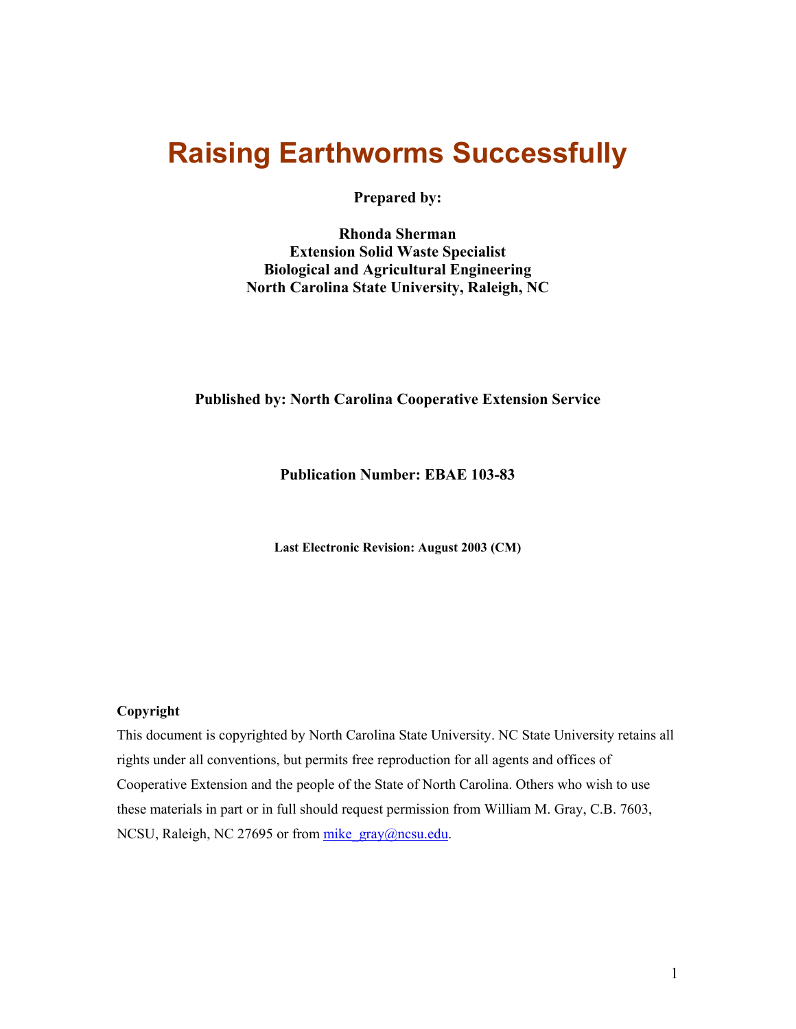# Raising Earthworms Successfully

**Prepared by:**

**Rhonda Sherman**
**Extension Solid Waste Specialist**
**Biological and Agricultural Engineering**
**North Carolina State University, Raleigh, NC**

**Published by: North Carolina Cooperative Extension Service**

**Publication Number: EBAE 103-83**

**Last Electronic Revision: August 2003 (CM)**

**Copyright**

This document is copyrighted by North Carolina State University. NC State University retains all rights under all conventions, but permits free reproduction for all agents and offices of Cooperative Extension and the people of the State of North Carolina. Others who wish to use these materials in part or in full should request permission from William M. Gray, C.B. 7603, NCSU, Raleigh, NC 27695 or from mike_gray@ncsu.edu.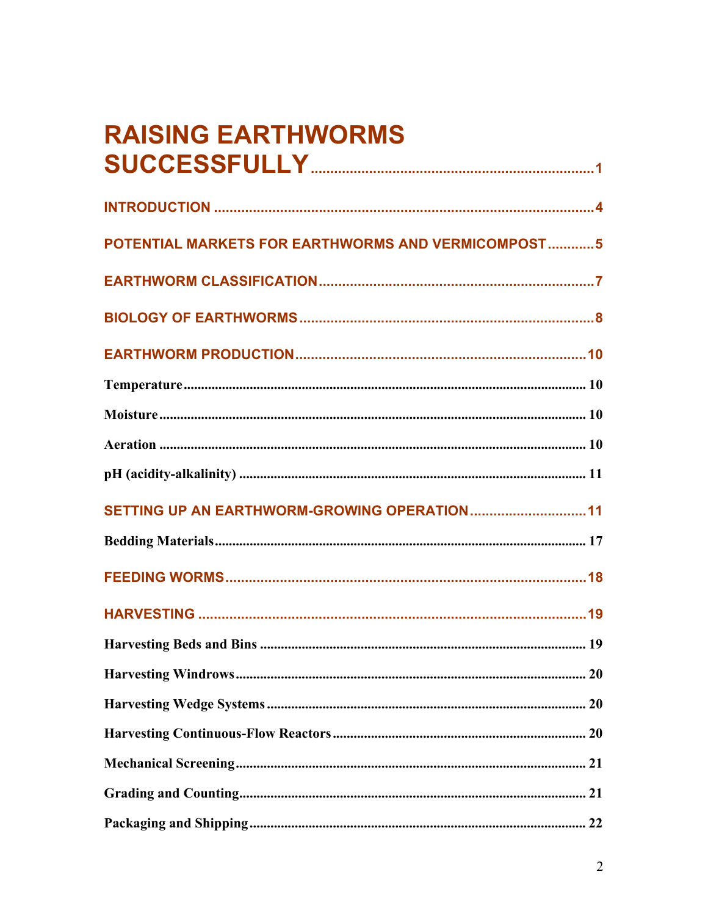# RAISING EARTHWORMS SUCCESSFULLY ........ 1

## INTRODUCTION ........ 4

## POTENTIAL MARKETS FOR EARTHWORMS AND VERMICOMPOST ........ 5

## EARTHWORM CLASSIFICATION ........ 7

## BIOLOGY OF EARTHWORMS ........ 8

## EARTHWORM PRODUCTION ........ 10

**Temperature** ........ 10

**Moisture** ........ 10

**Aeration** ........ 10

**pH (acidity-alkalinity)** ........ 11

## SETTING UP AN EARTHWORM-GROWING OPERATION ........ 11

**Bedding Materials** ........ 17

## FEEDING WORMS ........ 18

## HARVESTING ........ 19

**Harvesting Beds and Bins** ........ 19

**Harvesting Windrows** ........ 20

**Harvesting Wedge Systems** ........ 20

**Harvesting Continuous-Flow Reactors** ........ 20

**Mechanical Screening** ........ 21

**Grading and Counting** ........ 21

**Packaging and Shipping** ........ 22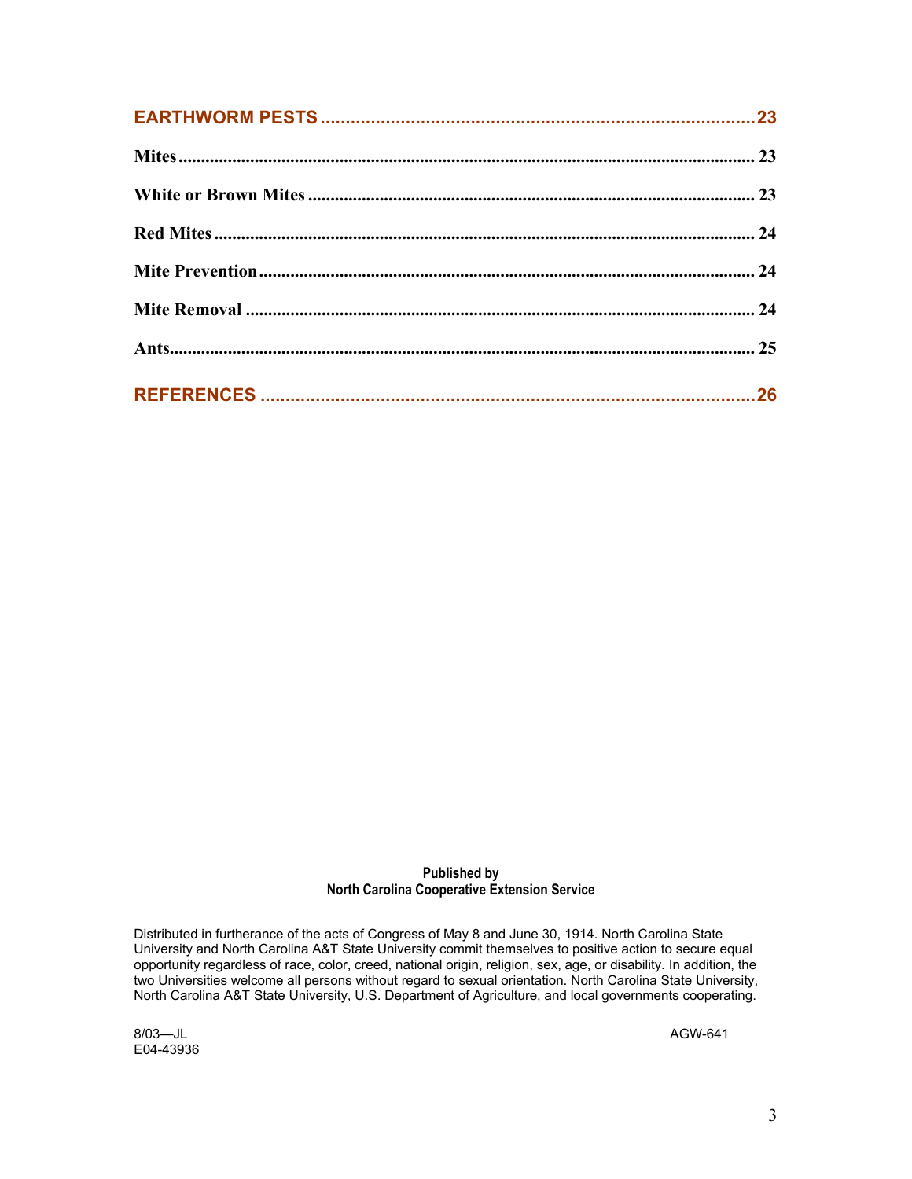**EARTHWORM PESTS ........................................................................................ 23**

**Mites ............................................................................................................................ 23**

**White or Brown Mites .................................................................................................. 23**

**Red Mites ..................................................................................................................... 24**

**Mite Prevention ........................................................................................................... 24**

**Mite Removal .............................................................................................................. 24**

**Ants............................................................................................................................... 25**

**REFERENCES ............................................................................................................. 26**

---

**Published by**
**North Carolina Cooperative Extension Service**

Distributed in furtherance of the acts of Congress of May 8 and June 30, 1914. North Carolina State University and North Carolina A&T State University commit themselves to positive action to secure equal opportunity regardless of race, color, creed, national origin, religion, sex, age, or disability. In addition, the two Universities welcome all persons without regard to sexual orientation. North Carolina State University, North Carolina A&T State University, U.S. Department of Agriculture, and local governments cooperating.

8/03—JL
E04-43936

AGW-641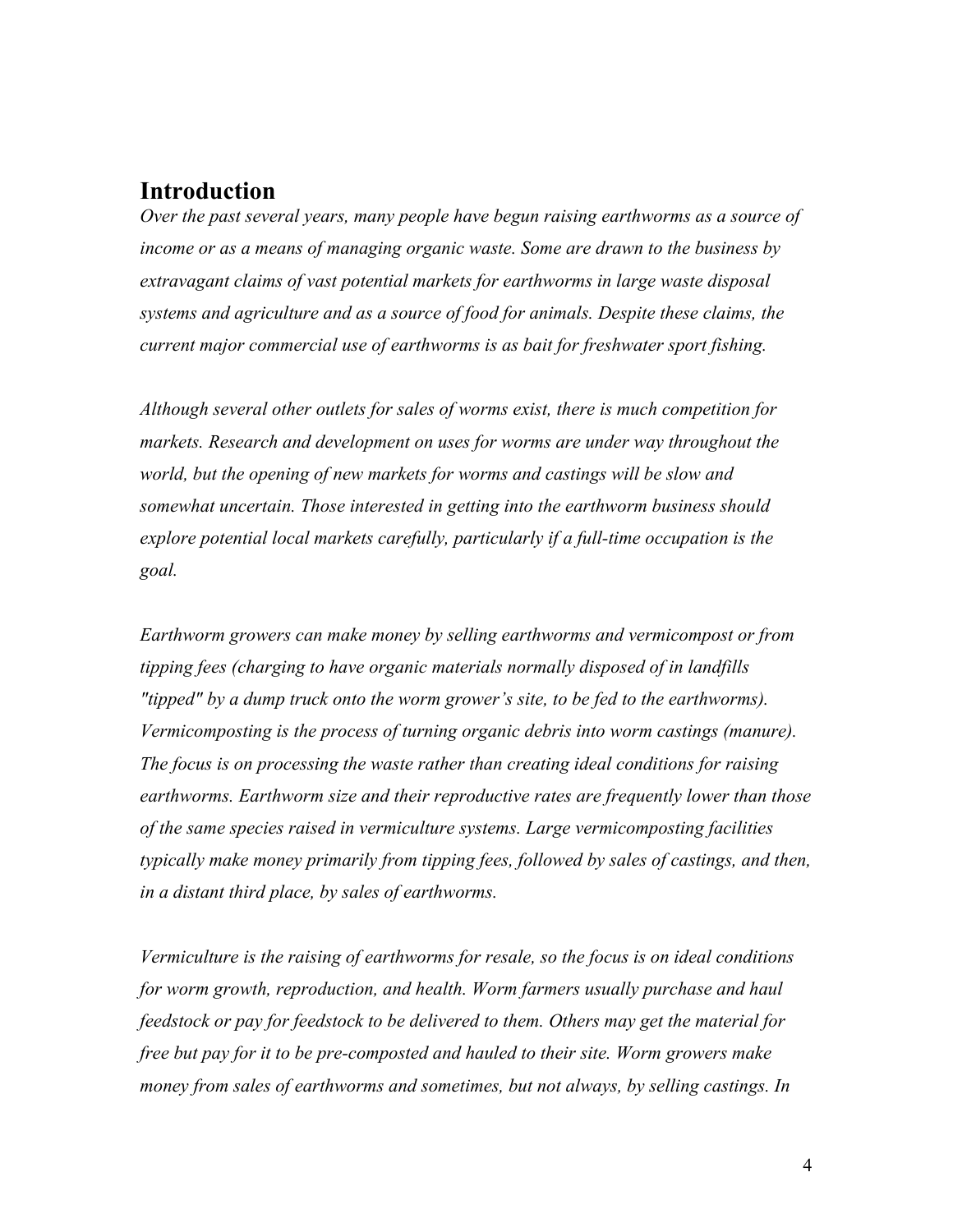## Introduction

*Over the past several years, many people have begun raising earthworms as a source of income or as a means of managing organic waste. Some are drawn to the business by extravagant claims of vast potential markets for earthworms in large waste disposal systems and agriculture and as a source of food for animals. Despite these claims, the current major commercial use of earthworms is as bait for freshwater sport fishing.*

*Although several other outlets for sales of worms exist, there is much competition for markets. Research and development on uses for worms are under way throughout the world, but the opening of new markets for worms and castings will be slow and somewhat uncertain. Those interested in getting into the earthworm business should explore potential local markets carefully, particularly if a full-time occupation is the goal.*

*Earthworm growers can make money by selling earthworms and vermicompost or from tipping fees (charging to have organic materials normally disposed of in landfills "tipped" by a dump truck onto the worm grower's site, to be fed to the earthworms). Vermicomposting is the process of turning organic debris into worm castings (manure). The focus is on processing the waste rather than creating ideal conditions for raising earthworms. Earthworm size and their reproductive rates are frequently lower than those of the same species raised in vermiculture systems. Large vermicomposting facilities typically make money primarily from tipping fees, followed by sales of castings, and then, in a distant third place, by sales of earthworms.*

*Vermiculture is the raising of earthworms for resale, so the focus is on ideal conditions for worm growth, reproduction, and health. Worm farmers usually purchase and haul feedstock or pay for feedstock to be delivered to them. Others may get the material for free but pay for it to be pre-composted and hauled to their site. Worm growers make money from sales of earthworms and sometimes, but not always, by selling castings. In*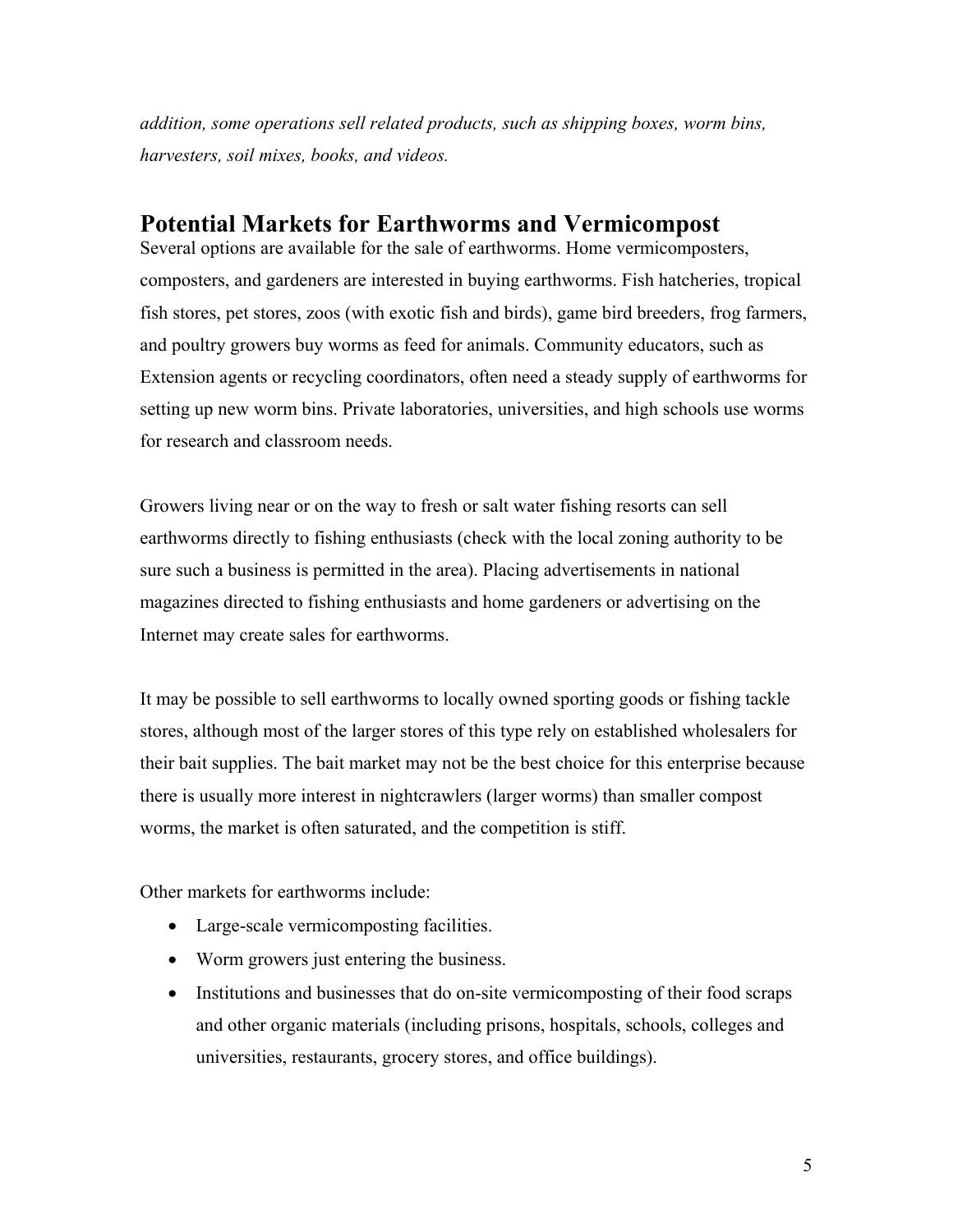*addition, some operations sell related products, such as shipping boxes, worm bins, harvesters, soil mixes, books, and videos.*

## Potential Markets for Earthworms and Vermicompost

Several options are available for the sale of earthworms. Home vermicomposters, composters, and gardeners are interested in buying earthworms. Fish hatcheries, tropical fish stores, pet stores, zoos (with exotic fish and birds), game bird breeders, frog farmers, and poultry growers buy worms as feed for animals. Community educators, such as Extension agents or recycling coordinators, often need a steady supply of earthworms for setting up new worm bins. Private laboratories, universities, and high schools use worms for research and classroom needs.

Growers living near or on the way to fresh or salt water fishing resorts can sell earthworms directly to fishing enthusiasts (check with the local zoning authority to be sure such a business is permitted in the area). Placing advertisements in national magazines directed to fishing enthusiasts and home gardeners or advertising on the Internet may create sales for earthworms.

It may be possible to sell earthworms to locally owned sporting goods or fishing tackle stores, although most of the larger stores of this type rely on established wholesalers for their bait supplies. The bait market may not be the best choice for this enterprise because there is usually more interest in nightcrawlers (larger worms) than smaller compost worms, the market is often saturated, and the competition is stiff.

Other markets for earthworms include:

- Large-scale vermicomposting facilities.
- Worm growers just entering the business.
- Institutions and businesses that do on-site vermicomposting of their food scraps and other organic materials (including prisons, hospitals, schools, colleges and universities, restaurants, grocery stores, and office buildings).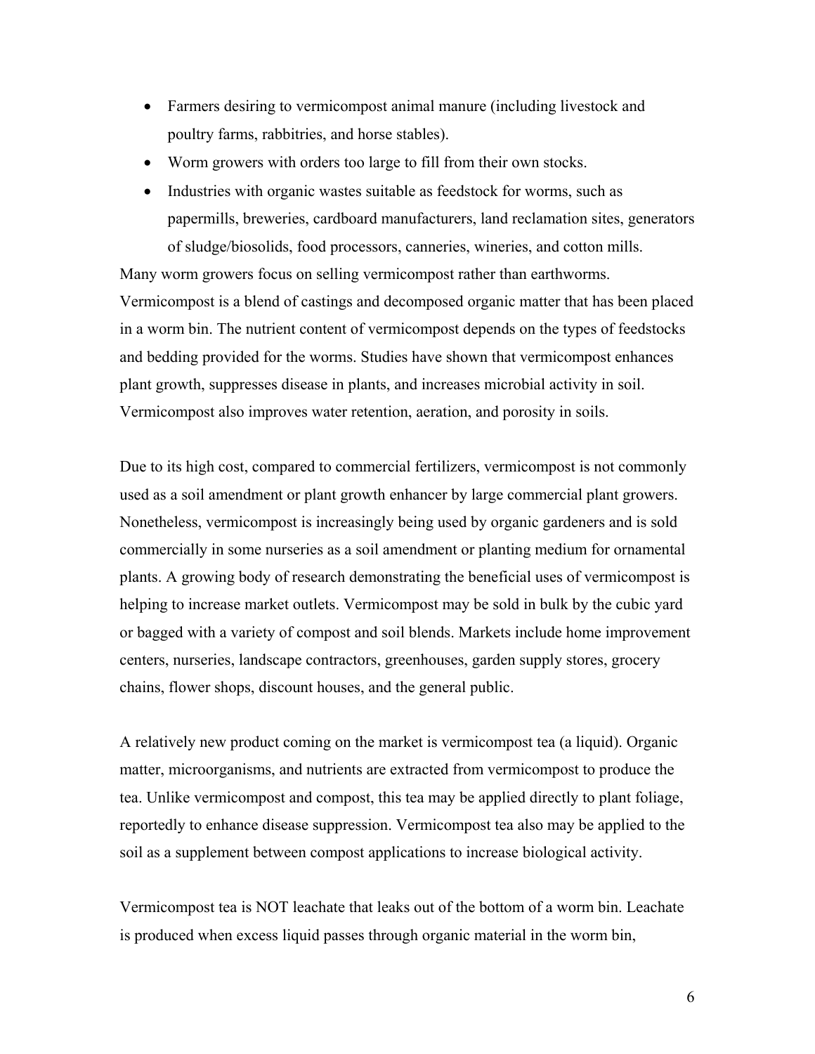- Farmers desiring to vermicompost animal manure (including livestock and poultry farms, rabbitries, and horse stables).
- Worm growers with orders too large to fill from their own stocks.
- Industries with organic wastes suitable as feedstock for worms, such as papermills, breweries, cardboard manufacturers, land reclamation sites, generators of sludge/biosolids, food processors, canneries, wineries, and cotton mills.

Many worm growers focus on selling vermicompost rather than earthworms. Vermicompost is a blend of castings and decomposed organic matter that has been placed in a worm bin. The nutrient content of vermicompost depends on the types of feedstocks and bedding provided for the worms. Studies have shown that vermicompost enhances plant growth, suppresses disease in plants, and increases microbial activity in soil. Vermicompost also improves water retention, aeration, and porosity in soils.

Due to its high cost, compared to commercial fertilizers, vermicompost is not commonly used as a soil amendment or plant growth enhancer by large commercial plant growers. Nonetheless, vermicompost is increasingly being used by organic gardeners and is sold commercially in some nurseries as a soil amendment or planting medium for ornamental plants. A growing body of research demonstrating the beneficial uses of vermicompost is helping to increase market outlets. Vermicompost may be sold in bulk by the cubic yard or bagged with a variety of compost and soil blends. Markets include home improvement centers, nurseries, landscape contractors, greenhouses, garden supply stores, grocery chains, flower shops, discount houses, and the general public.

A relatively new product coming on the market is vermicompost tea (a liquid). Organic matter, microorganisms, and nutrients are extracted from vermicompost to produce the tea. Unlike vermicompost and compost, this tea may be applied directly to plant foliage, reportedly to enhance disease suppression. Vermicompost tea also may be applied to the soil as a supplement between compost applications to increase biological activity.

Vermicompost tea is NOT leachate that leaks out of the bottom of a worm bin. Leachate is produced when excess liquid passes through organic material in the worm bin,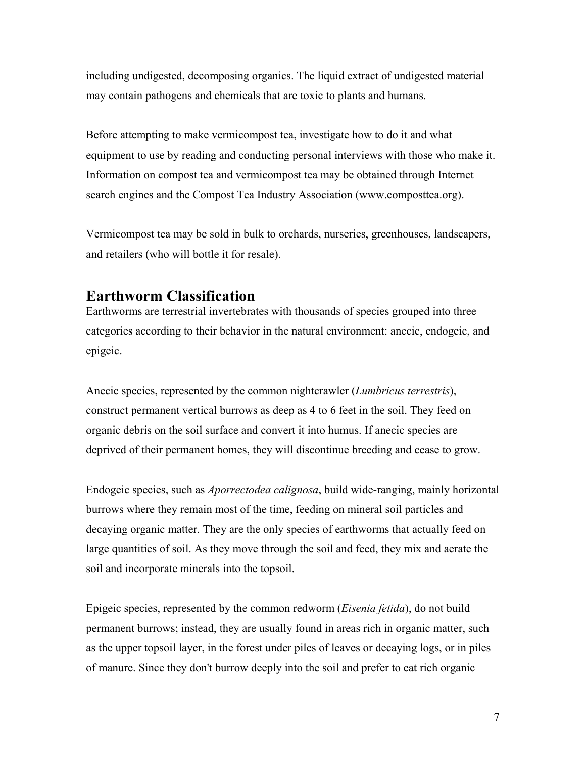including undigested, decomposing organics. The liquid extract of undigested material may contain pathogens and chemicals that are toxic to plants and humans.

Before attempting to make vermicompost tea, investigate how to do it and what equipment to use by reading and conducting personal interviews with those who make it. Information on compost tea and vermicompost tea may be obtained through Internet search engines and the Compost Tea Industry Association (www.composttea.org).

Vermicompost tea may be sold in bulk to orchards, nurseries, greenhouses, landscapers, and retailers (who will bottle it for resale).

## Earthworm Classification

Earthworms are terrestrial invertebrates with thousands of species grouped into three categories according to their behavior in the natural environment: anecic, endogeic, and epigeic.

Anecic species, represented by the common nightcrawler (*Lumbricus terrestris*), construct permanent vertical burrows as deep as 4 to 6 feet in the soil. They feed on organic debris on the soil surface and convert it into humus. If anecic species are deprived of their permanent homes, they will discontinue breeding and cease to grow.

Endogeic species, such as *Aporrectodea calignosa*, build wide-ranging, mainly horizontal burrows where they remain most of the time, feeding on mineral soil particles and decaying organic matter. They are the only species of earthworms that actually feed on large quantities of soil. As they move through the soil and feed, they mix and aerate the soil and incorporate minerals into the topsoil.

Epigeic species, represented by the common redworm (*Eisenia fetida*), do not build permanent burrows; instead, they are usually found in areas rich in organic matter, such as the upper topsoil layer, in the forest under piles of leaves or decaying logs, or in piles of manure. Since they don't burrow deeply into the soil and prefer to eat rich organic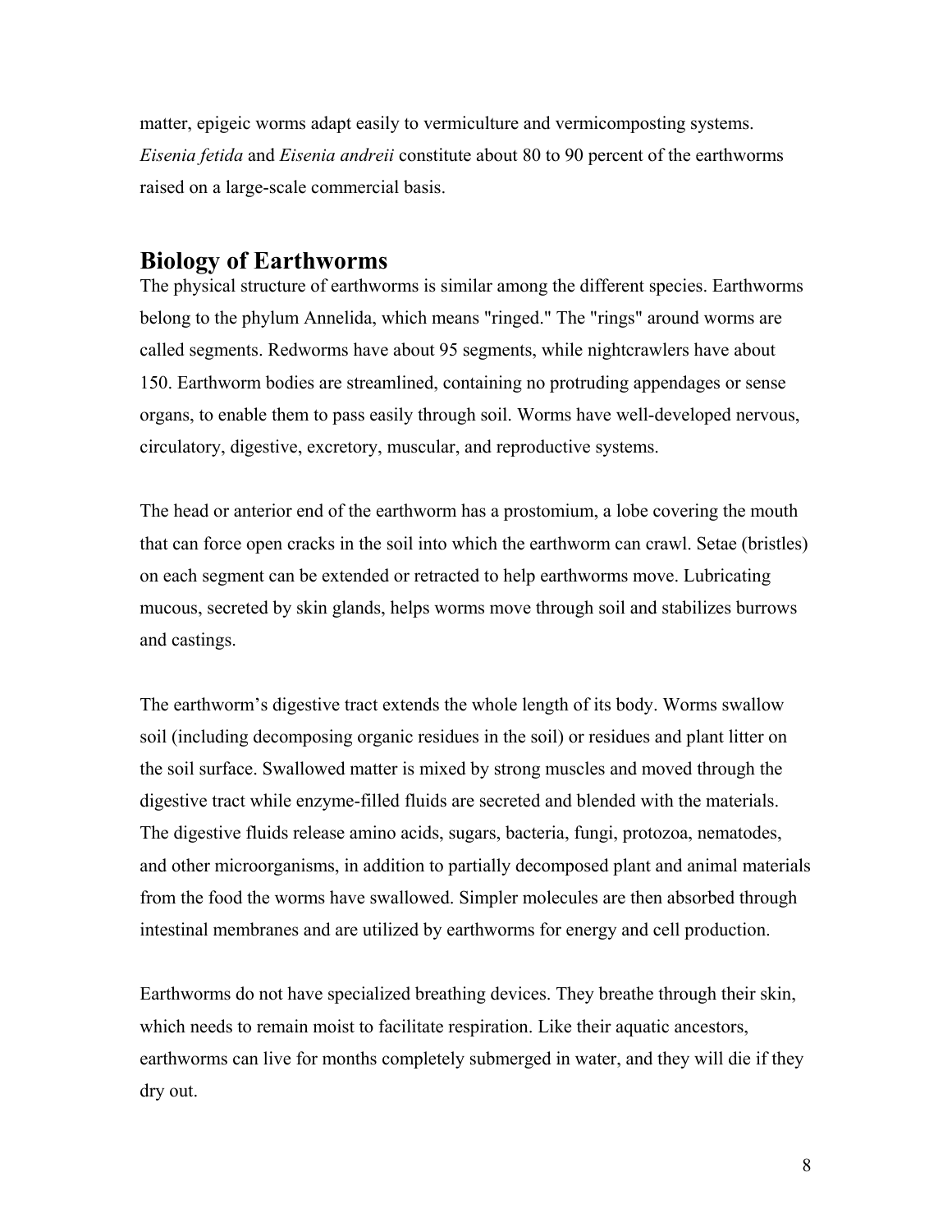matter, epigeic worms adapt easily to vermiculture and vermicomposting systems. *Eisenia fetida* and *Eisenia andreii* constitute about 80 to 90 percent of the earthworms raised on a large-scale commercial basis.

## Biology of Earthworms

The physical structure of earthworms is similar among the different species. Earthworms belong to the phylum Annelida, which means "ringed." The "rings" around worms are called segments. Redworms have about 95 segments, while nightcrawlers have about 150. Earthworm bodies are streamlined, containing no protruding appendages or sense organs, to enable them to pass easily through soil. Worms have well-developed nervous, circulatory, digestive, excretory, muscular, and reproductive systems.

The head or anterior end of the earthworm has a prostomium, a lobe covering the mouth that can force open cracks in the soil into which the earthworm can crawl. Setae (bristles) on each segment can be extended or retracted to help earthworms move. Lubricating mucous, secreted by skin glands, helps worms move through soil and stabilizes burrows and castings.

The earthworm's digestive tract extends the whole length of its body. Worms swallow soil (including decomposing organic residues in the soil) or residues and plant litter on the soil surface. Swallowed matter is mixed by strong muscles and moved through the digestive tract while enzyme-filled fluids are secreted and blended with the materials. The digestive fluids release amino acids, sugars, bacteria, fungi, protozoa, nematodes, and other microorganisms, in addition to partially decomposed plant and animal materials from the food the worms have swallowed. Simpler molecules are then absorbed through intestinal membranes and are utilized by earthworms for energy and cell production.

Earthworms do not have specialized breathing devices. They breathe through their skin, which needs to remain moist to facilitate respiration. Like their aquatic ancestors, earthworms can live for months completely submerged in water, and they will die if they dry out.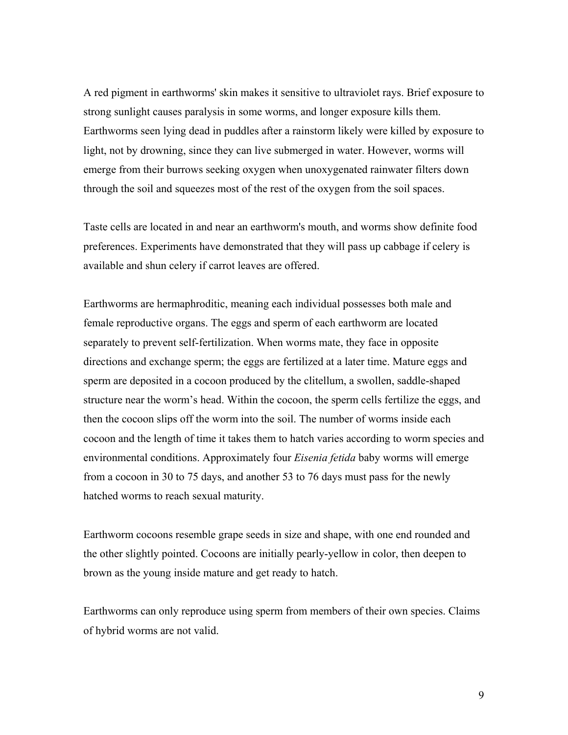A red pigment in earthworms' skin makes it sensitive to ultraviolet rays. Brief exposure to strong sunlight causes paralysis in some worms, and longer exposure kills them. Earthworms seen lying dead in puddles after a rainstorm likely were killed by exposure to light, not by drowning, since they can live submerged in water. However, worms will emerge from their burrows seeking oxygen when unoxygenated rainwater filters down through the soil and squeezes most of the rest of the oxygen from the soil spaces.

Taste cells are located in and near an earthworm's mouth, and worms show definite food preferences. Experiments have demonstrated that they will pass up cabbage if celery is available and shun celery if carrot leaves are offered.

Earthworms are hermaphroditic, meaning each individual possesses both male and female reproductive organs. The eggs and sperm of each earthworm are located separately to prevent self-fertilization. When worms mate, they face in opposite directions and exchange sperm; the eggs are fertilized at a later time. Mature eggs and sperm are deposited in a cocoon produced by the clitellum, a swollen, saddle-shaped structure near the worm's head. Within the cocoon, the sperm cells fertilize the eggs, and then the cocoon slips off the worm into the soil. The number of worms inside each cocoon and the length of time it takes them to hatch varies according to worm species and environmental conditions. Approximately four *Eisenia fetida* baby worms will emerge from a cocoon in 30 to 75 days, and another 53 to 76 days must pass for the newly hatched worms to reach sexual maturity.

Earthworm cocoons resemble grape seeds in size and shape, with one end rounded and the other slightly pointed. Cocoons are initially pearly-yellow in color, then deepen to brown as the young inside mature and get ready to hatch.

Earthworms can only reproduce using sperm from members of their own species. Claims of hybrid worms are not valid.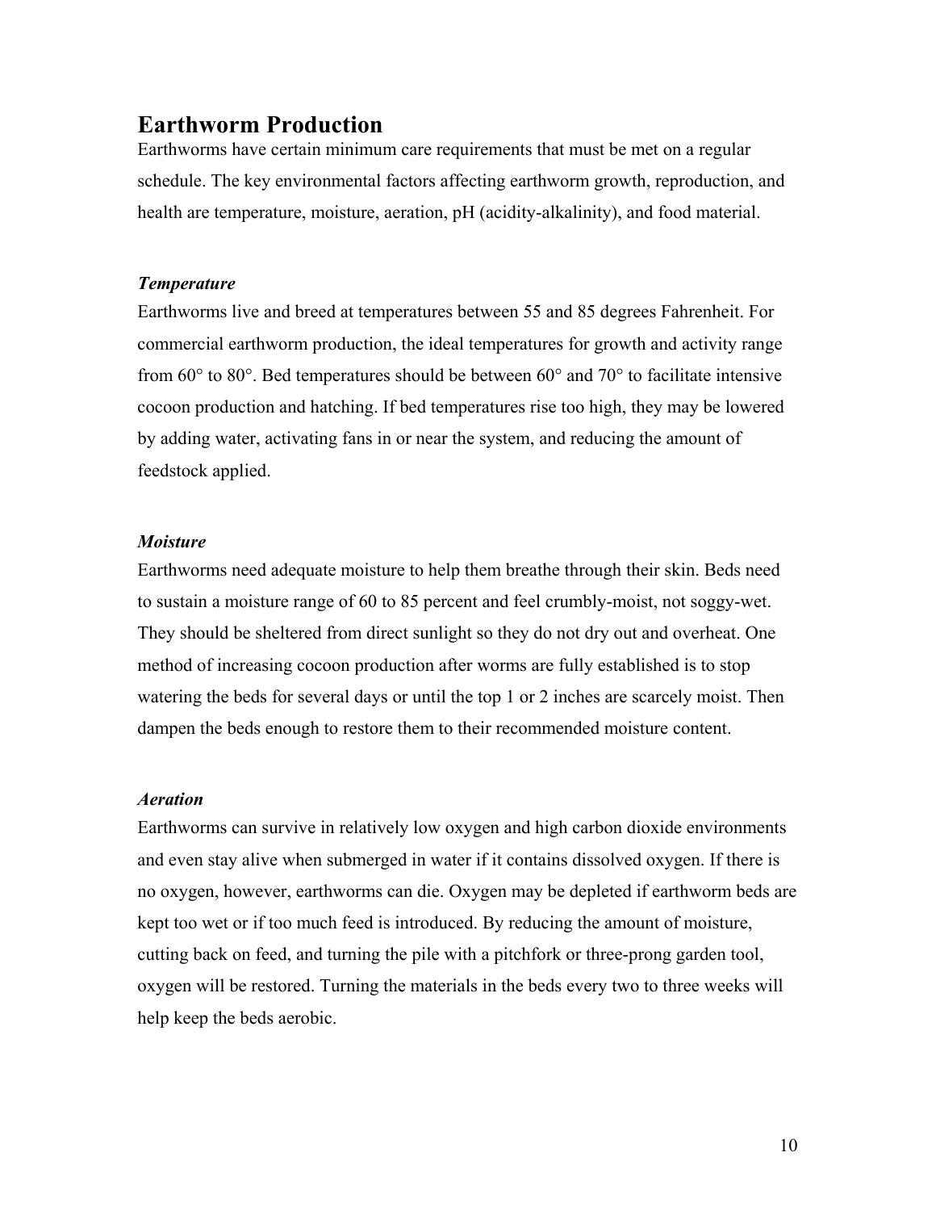## Earthworm Production

Earthworms have certain minimum care requirements that must be met on a regular schedule. The key environmental factors affecting earthworm growth, reproduction, and health are temperature, moisture, aeration, pH (acidity-alkalinity), and food material.

### *Temperature*

Earthworms live and breed at temperatures between 55 and 85 degrees Fahrenheit. For commercial earthworm production, the ideal temperatures for growth and activity range from 60° to 80°. Bed temperatures should be between 60° and 70° to facilitate intensive cocoon production and hatching. If bed temperatures rise too high, they may be lowered by adding water, activating fans in or near the system, and reducing the amount of feedstock applied.

### *Moisture*

Earthworms need adequate moisture to help them breathe through their skin. Beds need to sustain a moisture range of 60 to 85 percent and feel crumbly-moist, not soggy-wet. They should be sheltered from direct sunlight so they do not dry out and overheat. One method of increasing cocoon production after worms are fully established is to stop watering the beds for several days or until the top 1 or 2 inches are scarcely moist. Then dampen the beds enough to restore them to their recommended moisture content.

### *Aeration*

Earthworms can survive in relatively low oxygen and high carbon dioxide environments and even stay alive when submerged in water if it contains dissolved oxygen. If there is no oxygen, however, earthworms can die. Oxygen may be depleted if earthworm beds are kept too wet or if too much feed is introduced. By reducing the amount of moisture, cutting back on feed, and turning the pile with a pitchfork or three-prong garden tool, oxygen will be restored. Turning the materials in the beds every two to three weeks will help keep the beds aerobic.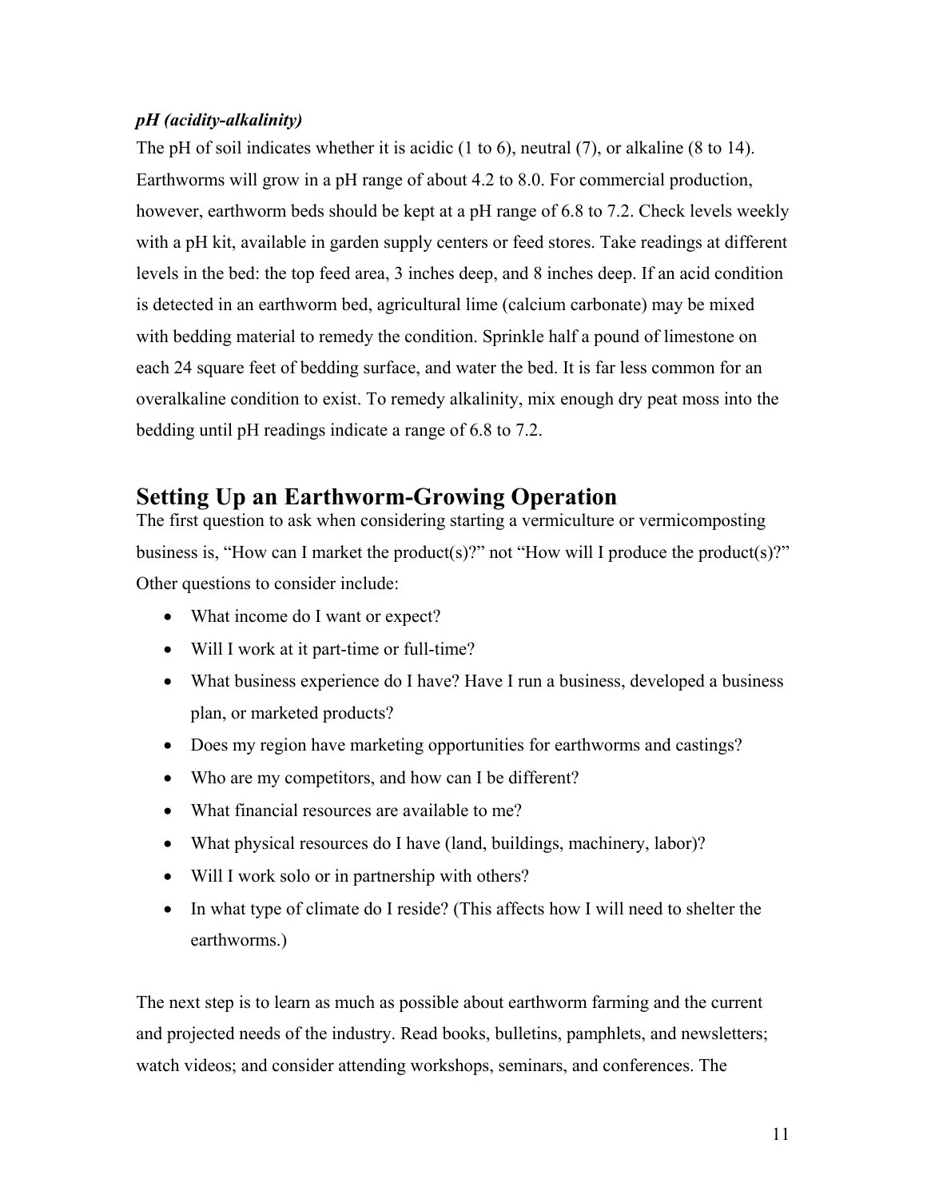***pH (acidity-alkalinity)***

The pH of soil indicates whether it is acidic (1 to 6), neutral (7), or alkaline (8 to 14). Earthworms will grow in a pH range of about 4.2 to 8.0. For commercial production, however, earthworm beds should be kept at a pH range of 6.8 to 7.2. Check levels weekly with a pH kit, available in garden supply centers or feed stores. Take readings at different levels in the bed: the top feed area, 3 inches deep, and 8 inches deep. If an acid condition is detected in an earthworm bed, agricultural lime (calcium carbonate) may be mixed with bedding material to remedy the condition. Sprinkle half a pound of limestone on each 24 square feet of bedding surface, and water the bed. It is far less common for an overalkaline condition to exist. To remedy alkalinity, mix enough dry peat moss into the bedding until pH readings indicate a range of 6.8 to 7.2.

## Setting Up an Earthworm-Growing Operation

The first question to ask when considering starting a vermiculture or vermicomposting business is, "How can I market the product(s)?" not "How will I produce the product(s)?" Other questions to consider include:

- What income do I want or expect?
- Will I work at it part-time or full-time?
- What business experience do I have? Have I run a business, developed a business plan, or marketed products?
- Does my region have marketing opportunities for earthworms and castings?
- Who are my competitors, and how can I be different?
- What financial resources are available to me?
- What physical resources do I have (land, buildings, machinery, labor)?
- Will I work solo or in partnership with others?
- In what type of climate do I reside? (This affects how I will need to shelter the earthworms.)

The next step is to learn as much as possible about earthworm farming and the current and projected needs of the industry. Read books, bulletins, pamphlets, and newsletters; watch videos; and consider attending workshops, seminars, and conferences. The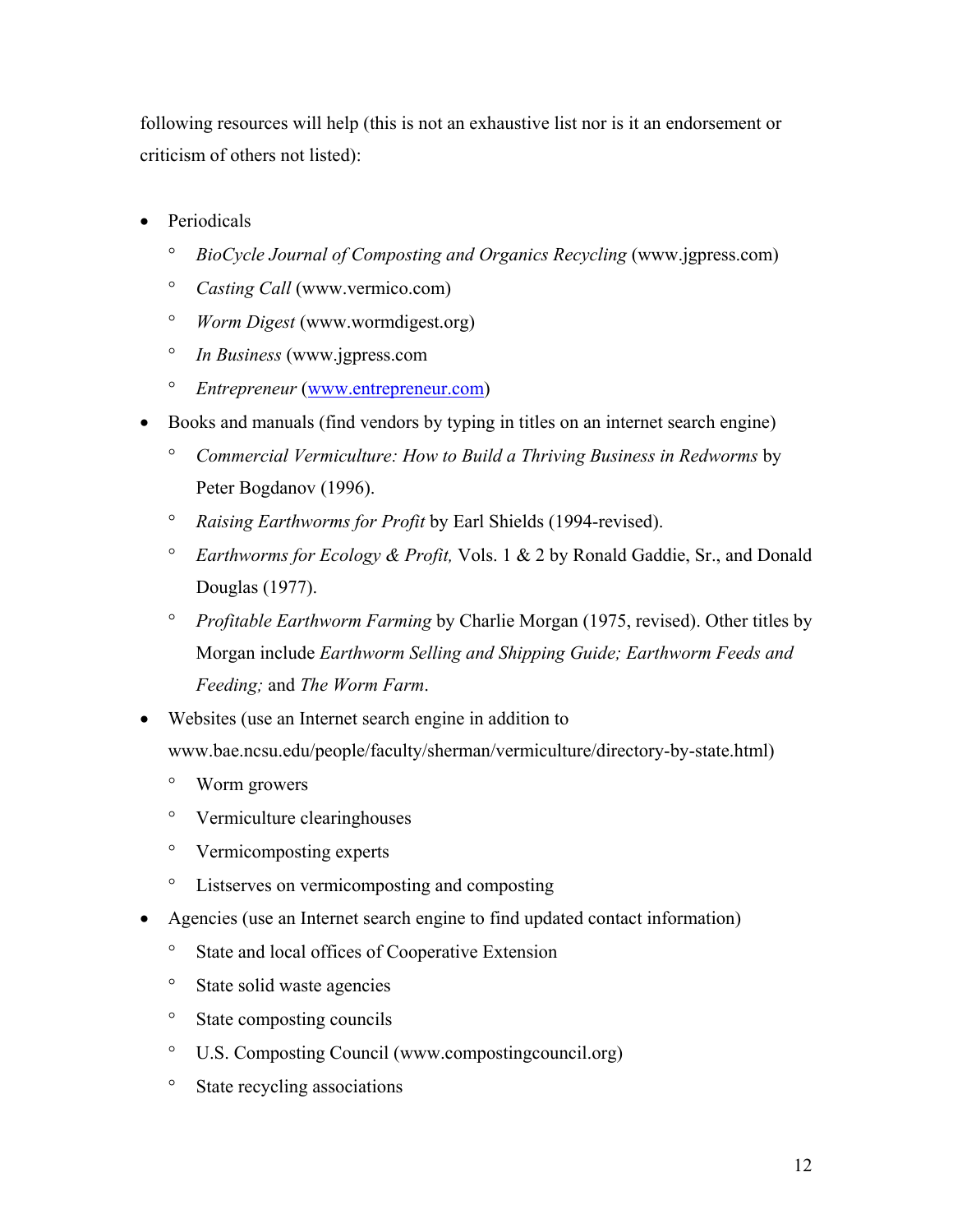following resources will help (this is not an exhaustive list nor is it an endorsement or criticism of others not listed):

- Periodicals
  - *BioCycle Journal of Composting and Organics Recycling* (www.jgpress.com)
  - *Casting Call* (www.vermico.com)
  - *Worm Digest* (www.wormdigest.org)
  - *In Business* (www.jgpress.com
  - *Entrepreneur* (www.entrepreneur.com)
- Books and manuals (find vendors by typing in titles on an internet search engine)
  - *Commercial Vermiculture: How to Build a Thriving Business in Redworms* by Peter Bogdanov (1996).
  - *Raising Earthworms for Profit* by Earl Shields (1994-revised).
  - *Earthworms for Ecology & Profit,* Vols. 1 & 2 by Ronald Gaddie, Sr., and Donald Douglas (1977).
  - *Profitable Earthworm Farming* by Charlie Morgan (1975, revised). Other titles by Morgan include *Earthworm Selling and Shipping Guide; Earthworm Feeds and Feeding;* and *The Worm Farm*.
- Websites (use an Internet search engine in addition to www.bae.ncsu.edu/people/faculty/sherman/vermiculture/directory-by-state.html)
  - Worm growers
  - Vermiculture clearinghouses
  - Vermicomposting experts
  - Listserves on vermicomposting and composting
- Agencies (use an Internet search engine to find updated contact information)
  - State and local offices of Cooperative Extension
  - State solid waste agencies
  - State composting councils
  - U.S. Composting Council (www.compostingcouncil.org)
  - State recycling associations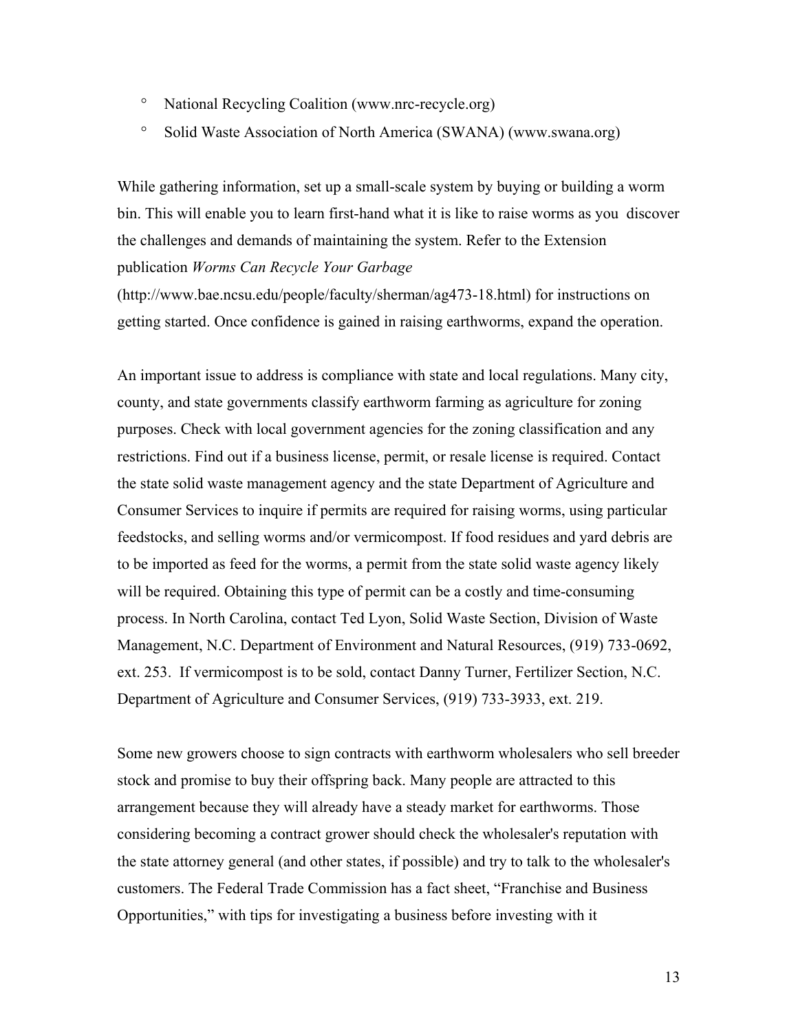- National Recycling Coalition (www.nrc-recycle.org)
- Solid Waste Association of North America (SWANA) (www.swana.org)

While gathering information, set up a small-scale system by buying or building a worm bin. This will enable you to learn first-hand what it is like to raise worms as you discover the challenges and demands of maintaining the system. Refer to the Extension publication *Worms Can Recycle Your Garbage* (http://www.bae.ncsu.edu/people/faculty/sherman/ag473-18.html) for instructions on getting started. Once confidence is gained in raising earthworms, expand the operation.

An important issue to address is compliance with state and local regulations. Many city, county, and state governments classify earthworm farming as agriculture for zoning purposes. Check with local government agencies for the zoning classification and any restrictions. Find out if a business license, permit, or resale license is required. Contact the state solid waste management agency and the state Department of Agriculture and Consumer Services to inquire if permits are required for raising worms, using particular feedstocks, and selling worms and/or vermicompost. If food residues and yard debris are to be imported as feed for the worms, a permit from the state solid waste agency likely will be required. Obtaining this type of permit can be a costly and time-consuming process. In North Carolina, contact Ted Lyon, Solid Waste Section, Division of Waste Management, N.C. Department of Environment and Natural Resources, (919) 733-0692, ext. 253. If vermicompost is to be sold, contact Danny Turner, Fertilizer Section, N.C. Department of Agriculture and Consumer Services, (919) 733-3933, ext. 219.

Some new growers choose to sign contracts with earthworm wholesalers who sell breeder stock and promise to buy their offspring back. Many people are attracted to this arrangement because they will already have a steady market for earthworms. Those considering becoming a contract grower should check the wholesaler's reputation with the state attorney general (and other states, if possible) and try to talk to the wholesaler's customers. The Federal Trade Commission has a fact sheet, "Franchise and Business Opportunities," with tips for investigating a business before investing with it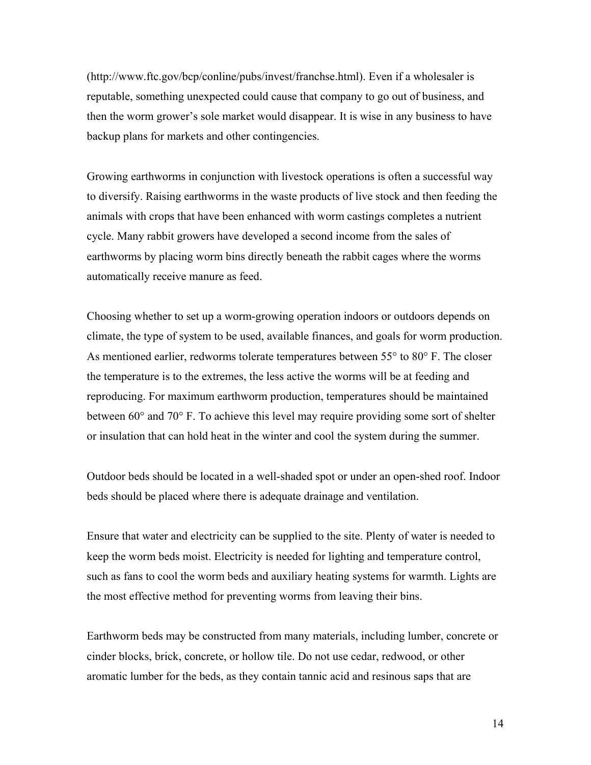(http://www.ftc.gov/bcp/conline/pubs/invest/franchse.html). Even if a wholesaler is reputable, something unexpected could cause that company to go out of business, and then the worm grower's sole market would disappear. It is wise in any business to have backup plans for markets and other contingencies.

Growing earthworms in conjunction with livestock operations is often a successful way to diversify. Raising earthworms in the waste products of live stock and then feeding the animals with crops that have been enhanced with worm castings completes a nutrient cycle. Many rabbit growers have developed a second income from the sales of earthworms by placing worm bins directly beneath the rabbit cages where the worms automatically receive manure as feed.

Choosing whether to set up a worm-growing operation indoors or outdoors depends on climate, the type of system to be used, available finances, and goals for worm production. As mentioned earlier, redworms tolerate temperatures between 55° to 80° F. The closer the temperature is to the extremes, the less active the worms will be at feeding and reproducing. For maximum earthworm production, temperatures should be maintained between 60° and 70° F. To achieve this level may require providing some sort of shelter or insulation that can hold heat in the winter and cool the system during the summer.

Outdoor beds should be located in a well-shaded spot or under an open-shed roof. Indoor beds should be placed where there is adequate drainage and ventilation.

Ensure that water and electricity can be supplied to the site. Plenty of water is needed to keep the worm beds moist. Electricity is needed for lighting and temperature control, such as fans to cool the worm beds and auxiliary heating systems for warmth. Lights are the most effective method for preventing worms from leaving their bins.

Earthworm beds may be constructed from many materials, including lumber, concrete or cinder blocks, brick, concrete, or hollow tile. Do not use cedar, redwood, or other aromatic lumber for the beds, as they contain tannic acid and resinous saps that are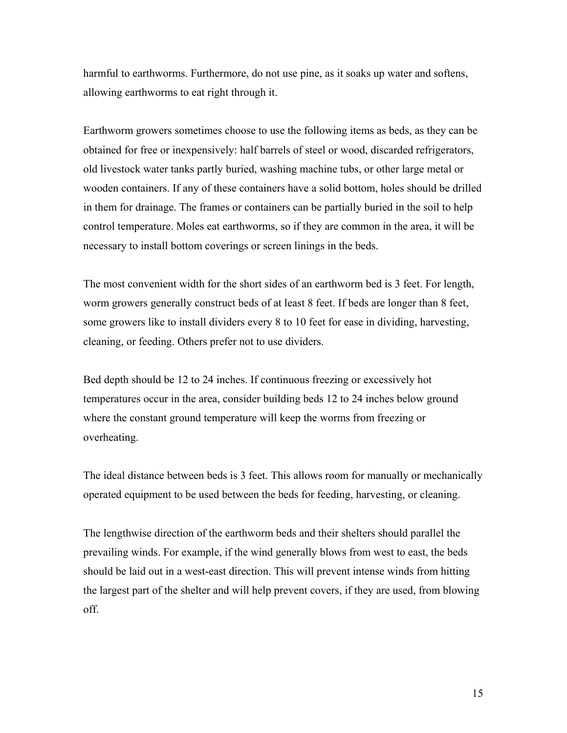harmful to earthworms. Furthermore, do not use pine, as it soaks up water and softens, allowing earthworms to eat right through it.

Earthworm growers sometimes choose to use the following items as beds, as they can be obtained for free or inexpensively: half barrels of steel or wood, discarded refrigerators, old livestock water tanks partly buried, washing machine tubs, or other large metal or wooden containers. If any of these containers have a solid bottom, holes should be drilled in them for drainage. The frames or containers can be partially buried in the soil to help control temperature. Moles eat earthworms, so if they are common in the area, it will be necessary to install bottom coverings or screen linings in the beds.

The most convenient width for the short sides of an earthworm bed is 3 feet. For length, worm growers generally construct beds of at least 8 feet. If beds are longer than 8 feet, some growers like to install dividers every 8 to 10 feet for ease in dividing, harvesting, cleaning, or feeding. Others prefer not to use dividers.

Bed depth should be 12 to 24 inches. If continuous freezing or excessively hot temperatures occur in the area, consider building beds 12 to 24 inches below ground where the constant ground temperature will keep the worms from freezing or overheating.

The ideal distance between beds is 3 feet. This allows room for manually or mechanically operated equipment to be used between the beds for feeding, harvesting, or cleaning.

The lengthwise direction of the earthworm beds and their shelters should parallel the prevailing winds. For example, if the wind generally blows from west to east, the beds should be laid out in a west-east direction. This will prevent intense winds from hitting the largest part of the shelter and will help prevent covers, if they are used, from blowing off.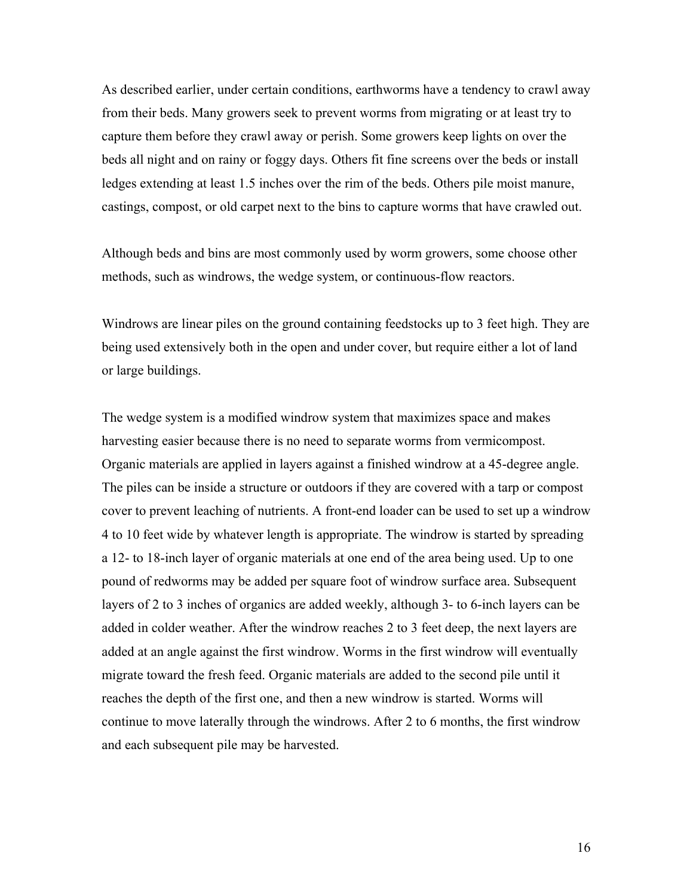As described earlier, under certain conditions, earthworms have a tendency to crawl away from their beds. Many growers seek to prevent worms from migrating or at least try to capture them before they crawl away or perish. Some growers keep lights on over the beds all night and on rainy or foggy days. Others fit fine screens over the beds or install ledges extending at least 1.5 inches over the rim of the beds. Others pile moist manure, castings, compost, or old carpet next to the bins to capture worms that have crawled out.

Although beds and bins are most commonly used by worm growers, some choose other methods, such as windrows, the wedge system, or continuous-flow reactors.

Windrows are linear piles on the ground containing feedstocks up to 3 feet high. They are being used extensively both in the open and under cover, but require either a lot of land or large buildings.

The wedge system is a modified windrow system that maximizes space and makes harvesting easier because there is no need to separate worms from vermicompost. Organic materials are applied in layers against a finished windrow at a 45-degree angle. The piles can be inside a structure or outdoors if they are covered with a tarp or compost cover to prevent leaching of nutrients. A front-end loader can be used to set up a windrow 4 to 10 feet wide by whatever length is appropriate. The windrow is started by spreading a 12- to 18-inch layer of organic materials at one end of the area being used. Up to one pound of redworms may be added per square foot of windrow surface area. Subsequent layers of 2 to 3 inches of organics are added weekly, although 3- to 6-inch layers can be added in colder weather. After the windrow reaches 2 to 3 feet deep, the next layers are added at an angle against the first windrow. Worms in the first windrow will eventually migrate toward the fresh feed. Organic materials are added to the second pile until it reaches the depth of the first one, and then a new windrow is started. Worms will continue to move laterally through the windrows. After 2 to 6 months, the first windrow and each subsequent pile may be harvested.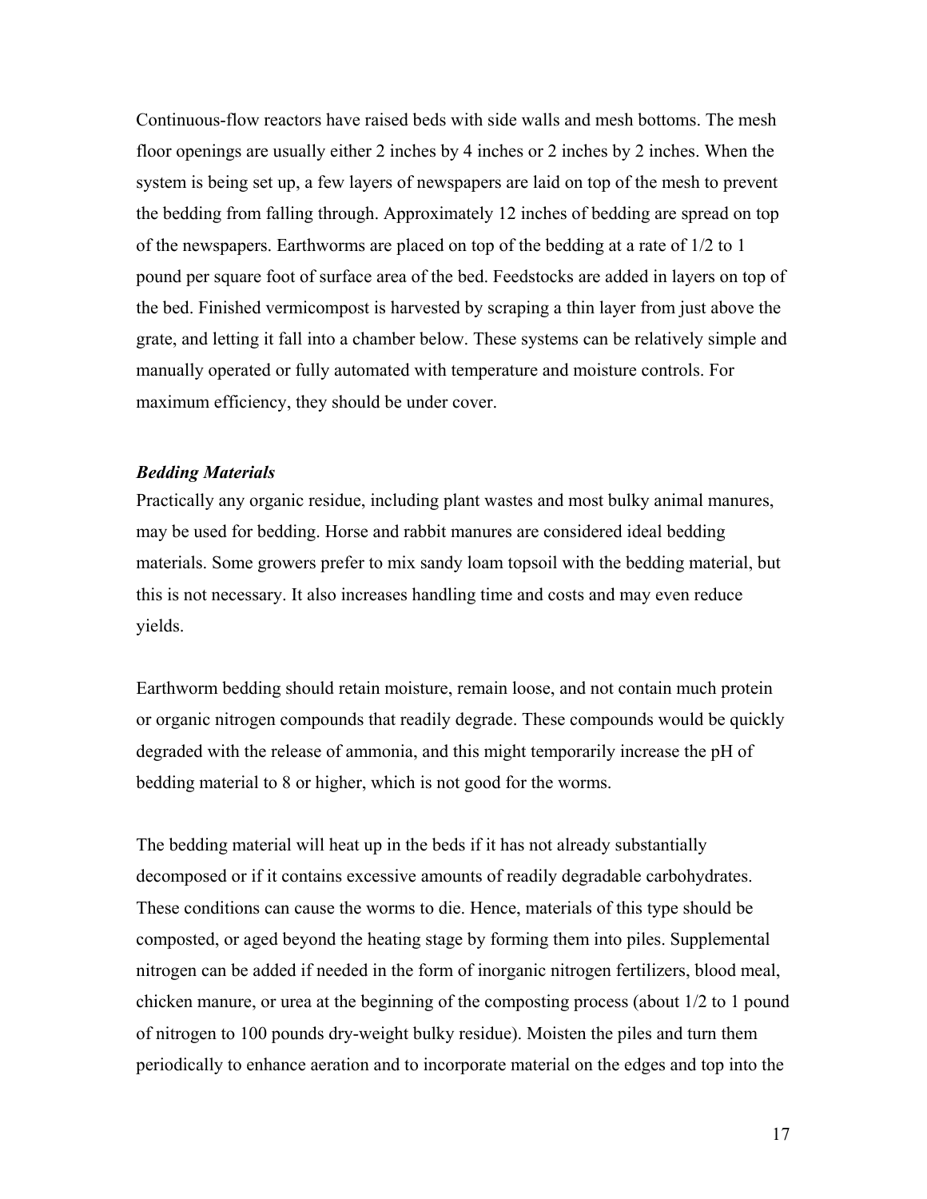Continuous-flow reactors have raised beds with side walls and mesh bottoms. The mesh floor openings are usually either 2 inches by 4 inches or 2 inches by 2 inches. When the system is being set up, a few layers of newspapers are laid on top of the mesh to prevent the bedding from falling through. Approximately 12 inches of bedding are spread on top of the newspapers. Earthworms are placed on top of the bedding at a rate of 1/2 to 1 pound per square foot of surface area of the bed. Feedstocks are added in layers on top of the bed. Finished vermicompost is harvested by scraping a thin layer from just above the grate, and letting it fall into a chamber below. These systems can be relatively simple and manually operated or fully automated with temperature and moisture controls. For maximum efficiency, they should be under cover.

***Bedding Materials***

Practically any organic residue, including plant wastes and most bulky animal manures, may be used for bedding. Horse and rabbit manures are considered ideal bedding materials. Some growers prefer to mix sandy loam topsoil with the bedding material, but this is not necessary. It also increases handling time and costs and may even reduce yields.

Earthworm bedding should retain moisture, remain loose, and not contain much protein or organic nitrogen compounds that readily degrade. These compounds would be quickly degraded with the release of ammonia, and this might temporarily increase the pH of bedding material to 8 or higher, which is not good for the worms.

The bedding material will heat up in the beds if it has not already substantially decomposed or if it contains excessive amounts of readily degradable carbohydrates. These conditions can cause the worms to die. Hence, materials of this type should be composted, or aged beyond the heating stage by forming them into piles. Supplemental nitrogen can be added if needed in the form of inorganic nitrogen fertilizers, blood meal, chicken manure, or urea at the beginning of the composting process (about 1/2 to 1 pound of nitrogen to 100 pounds dry-weight bulky residue). Moisten the piles and turn them periodically to enhance aeration and to incorporate material on the edges and top into the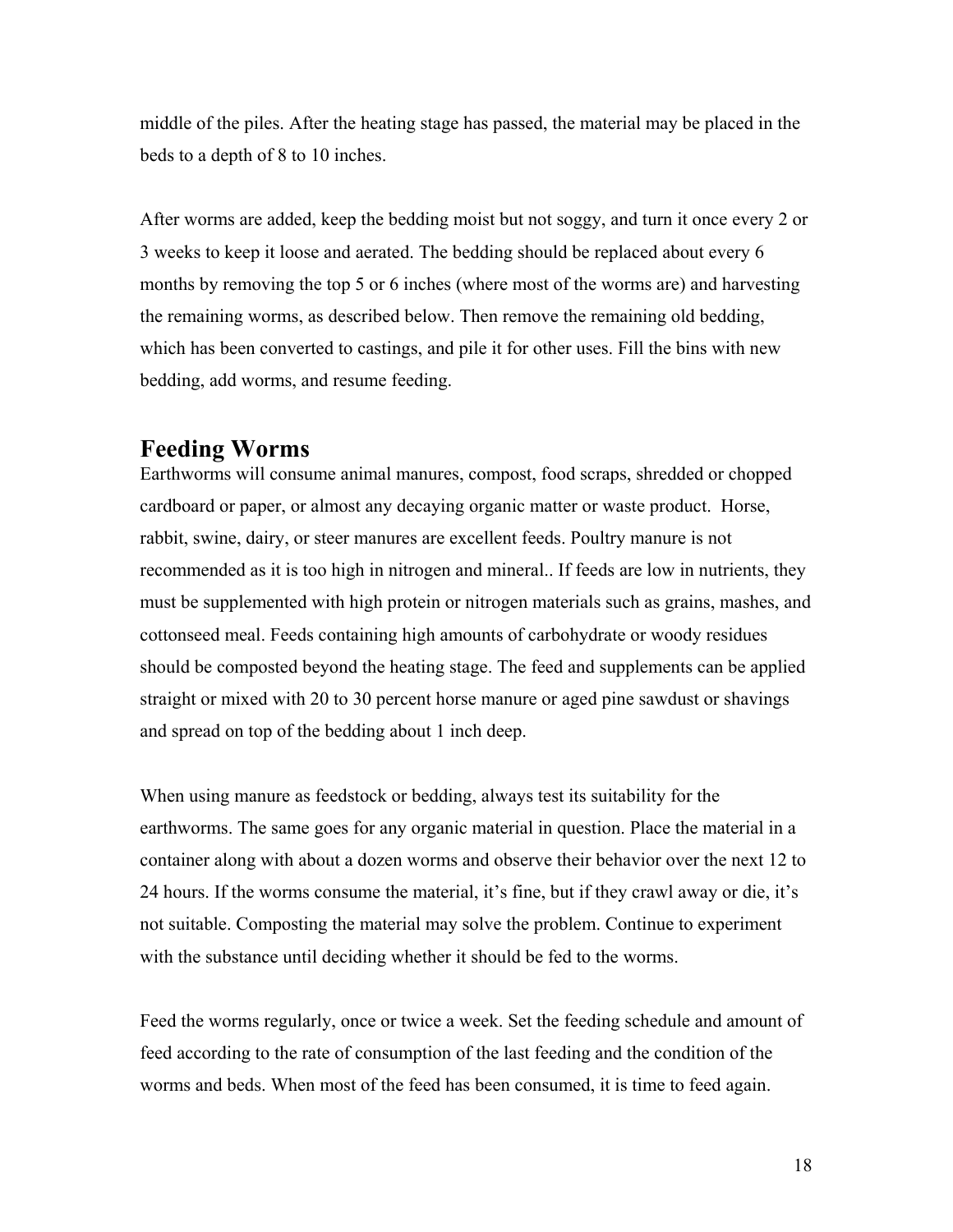middle of the piles. After the heating stage has passed, the material may be placed in the beds to a depth of 8 to 10 inches.

After worms are added, keep the bedding moist but not soggy, and turn it once every 2 or 3 weeks to keep it loose and aerated. The bedding should be replaced about every 6 months by removing the top 5 or 6 inches (where most of the worms are) and harvesting the remaining worms, as described below. Then remove the remaining old bedding, which has been converted to castings, and pile it for other uses. Fill the bins with new bedding, add worms, and resume feeding.

## Feeding Worms

Earthworms will consume animal manures, compost, food scraps, shredded or chopped cardboard or paper, or almost any decaying organic matter or waste product. Horse, rabbit, swine, dairy, or steer manures are excellent feeds. Poultry manure is not recommended as it is too high in nitrogen and mineral.. If feeds are low in nutrients, they must be supplemented with high protein or nitrogen materials such as grains, mashes, and cottonseed meal. Feeds containing high amounts of carbohydrate or woody residues should be composted beyond the heating stage. The feed and supplements can be applied straight or mixed with 20 to 30 percent horse manure or aged pine sawdust or shavings and spread on top of the bedding about 1 inch deep.

When using manure as feedstock or bedding, always test its suitability for the earthworms. The same goes for any organic material in question. Place the material in a container along with about a dozen worms and observe their behavior over the next 12 to 24 hours. If the worms consume the material, it's fine, but if they crawl away or die, it's not suitable. Composting the material may solve the problem. Continue to experiment with the substance until deciding whether it should be fed to the worms.

Feed the worms regularly, once or twice a week. Set the feeding schedule and amount of feed according to the rate of consumption of the last feeding and the condition of the worms and beds. When most of the feed has been consumed, it is time to feed again.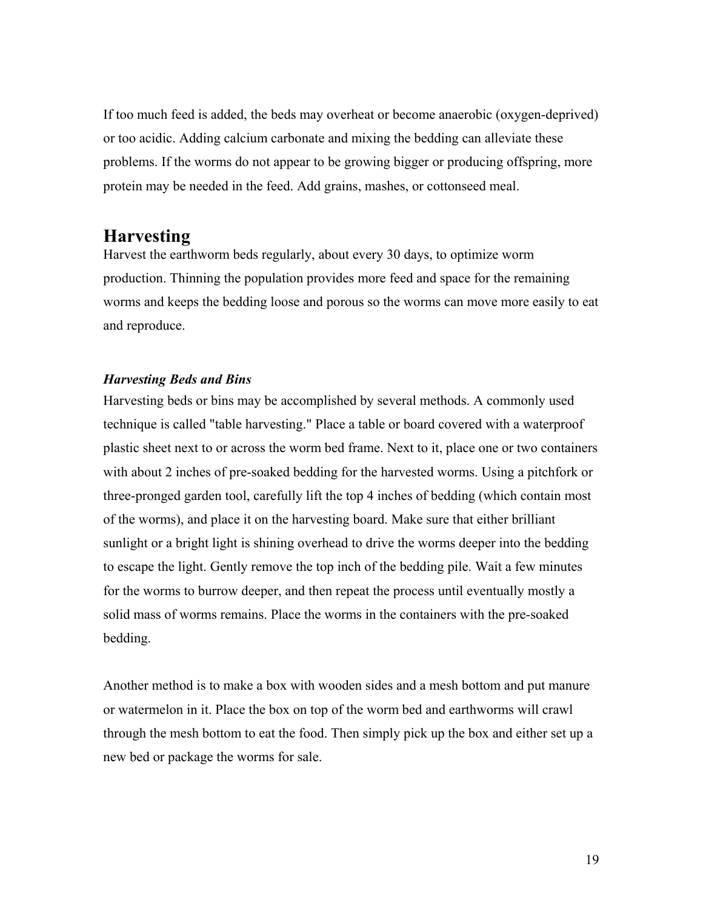If too much feed is added, the beds may overheat or become anaerobic (oxygen-deprived) or too acidic. Adding calcium carbonate and mixing the bedding can alleviate these problems. If the worms do not appear to be growing bigger or producing offspring, more protein may be needed in the feed. Add grains, mashes, or cottonseed meal.

## Harvesting

Harvest the earthworm beds regularly, about every 30 days, to optimize worm production. Thinning the population provides more feed and space for the remaining worms and keeps the bedding loose and porous so the worms can move more easily to eat and reproduce.

### *Harvesting Beds and Bins*

Harvesting beds or bins may be accomplished by several methods. A commonly used technique is called "table harvesting." Place a table or board covered with a waterproof plastic sheet next to or across the worm bed frame. Next to it, place one or two containers with about 2 inches of pre-soaked bedding for the harvested worms. Using a pitchfork or three-pronged garden tool, carefully lift the top 4 inches of bedding (which contain most of the worms), and place it on the harvesting board. Make sure that either brilliant sunlight or a bright light is shining overhead to drive the worms deeper into the bedding to escape the light. Gently remove the top inch of the bedding pile. Wait a few minutes for the worms to burrow deeper, and then repeat the process until eventually mostly a solid mass of worms remains. Place the worms in the containers with the pre-soaked bedding.

Another method is to make a box with wooden sides and a mesh bottom and put manure or watermelon in it. Place the box on top of the worm bed and earthworms will crawl through the mesh bottom to eat the food. Then simply pick up the box and either set up a new bed or package the worms for sale.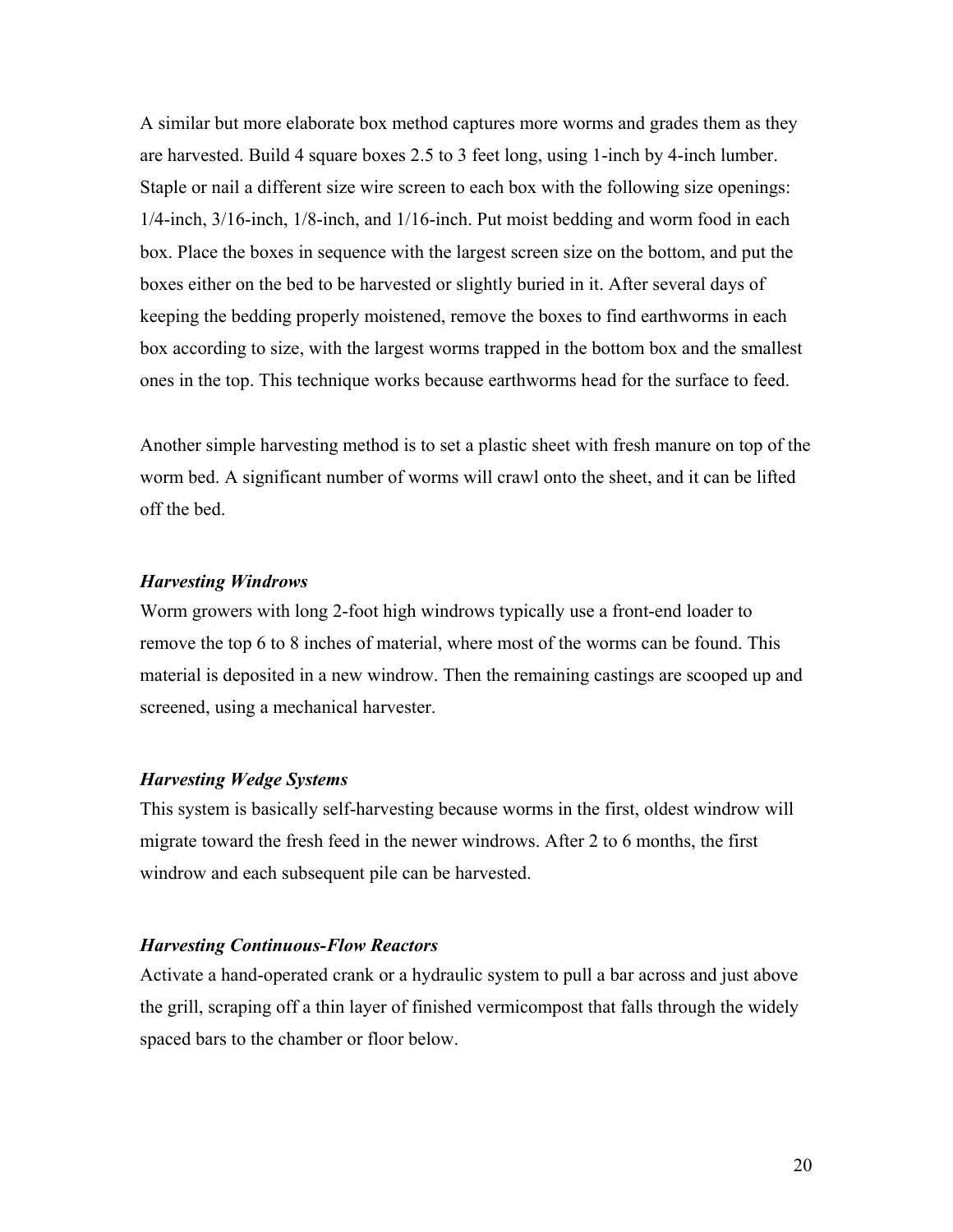A similar but more elaborate box method captures more worms and grades them as they are harvested. Build 4 square boxes 2.5 to 3 feet long, using 1-inch by 4-inch lumber. Staple or nail a different size wire screen to each box with the following size openings: 1/4-inch, 3/16-inch, 1/8-inch, and 1/16-inch. Put moist bedding and worm food in each box. Place the boxes in sequence with the largest screen size on the bottom, and put the boxes either on the bed to be harvested or slightly buried in it. After several days of keeping the bedding properly moistened, remove the boxes to find earthworms in each box according to size, with the largest worms trapped in the bottom box and the smallest ones in the top. This technique works because earthworms head for the surface to feed.

Another simple harvesting method is to set a plastic sheet with fresh manure on top of the worm bed. A significant number of worms will crawl onto the sheet, and it can be lifted off the bed.

### *Harvesting Windrows*

Worm growers with long 2-foot high windrows typically use a front-end loader to remove the top 6 to 8 inches of material, where most of the worms can be found. This material is deposited in a new windrow. Then the remaining castings are scooped up and screened, using a mechanical harvester.

### *Harvesting Wedge Systems*

This system is basically self-harvesting because worms in the first, oldest windrow will migrate toward the fresh feed in the newer windrows. After 2 to 6 months, the first windrow and each subsequent pile can be harvested.

### *Harvesting Continuous-Flow Reactors*

Activate a hand-operated crank or a hydraulic system to pull a bar across and just above the grill, scraping off a thin layer of finished vermicompost that falls through the widely spaced bars to the chamber or floor below.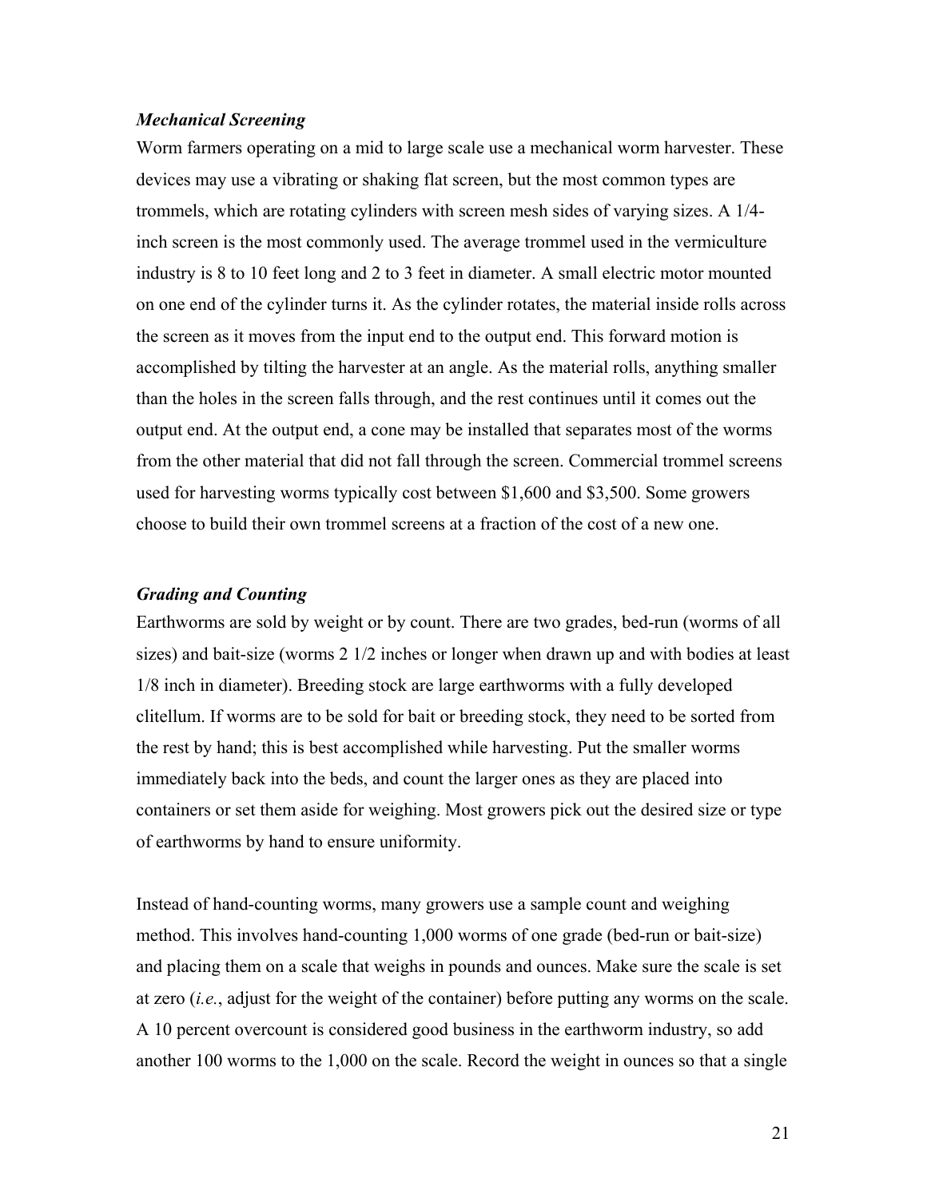### *Mechanical Screening*

Worm farmers operating on a mid to large scale use a mechanical worm harvester. These devices may use a vibrating or shaking flat screen, but the most common types are trommels, which are rotating cylinders with screen mesh sides of varying sizes. A 1/4-inch screen is the most commonly used. The average trommel used in the vermiculture industry is 8 to 10 feet long and 2 to 3 feet in diameter. A small electric motor mounted on one end of the cylinder turns it. As the cylinder rotates, the material inside rolls across the screen as it moves from the input end to the output end. This forward motion is accomplished by tilting the harvester at an angle. As the material rolls, anything smaller than the holes in the screen falls through, and the rest continues until it comes out the output end. At the output end, a cone may be installed that separates most of the worms from the other material that did not fall through the screen. Commercial trommel screens used for harvesting worms typically cost between $1,600 and $3,500. Some growers choose to build their own trommel screens at a fraction of the cost of a new one.

### *Grading and Counting*

Earthworms are sold by weight or by count. There are two grades, bed-run (worms of all sizes) and bait-size (worms 2 1/2 inches or longer when drawn up and with bodies at least 1/8 inch in diameter). Breeding stock are large earthworms with a fully developed clitellum. If worms are to be sold for bait or breeding stock, they need to be sorted from the rest by hand; this is best accomplished while harvesting. Put the smaller worms immediately back into the beds, and count the larger ones as they are placed into containers or set them aside for weighing. Most growers pick out the desired size or type of earthworms by hand to ensure uniformity.

Instead of hand-counting worms, many growers use a sample count and weighing method. This involves hand-counting 1,000 worms of one grade (bed-run or bait-size) and placing them on a scale that weighs in pounds and ounces. Make sure the scale is set at zero (*i.e.*, adjust for the weight of the container) before putting any worms on the scale. A 10 percent overcount is considered good business in the earthworm industry, so add another 100 worms to the 1,000 on the scale. Record the weight in ounces so that a single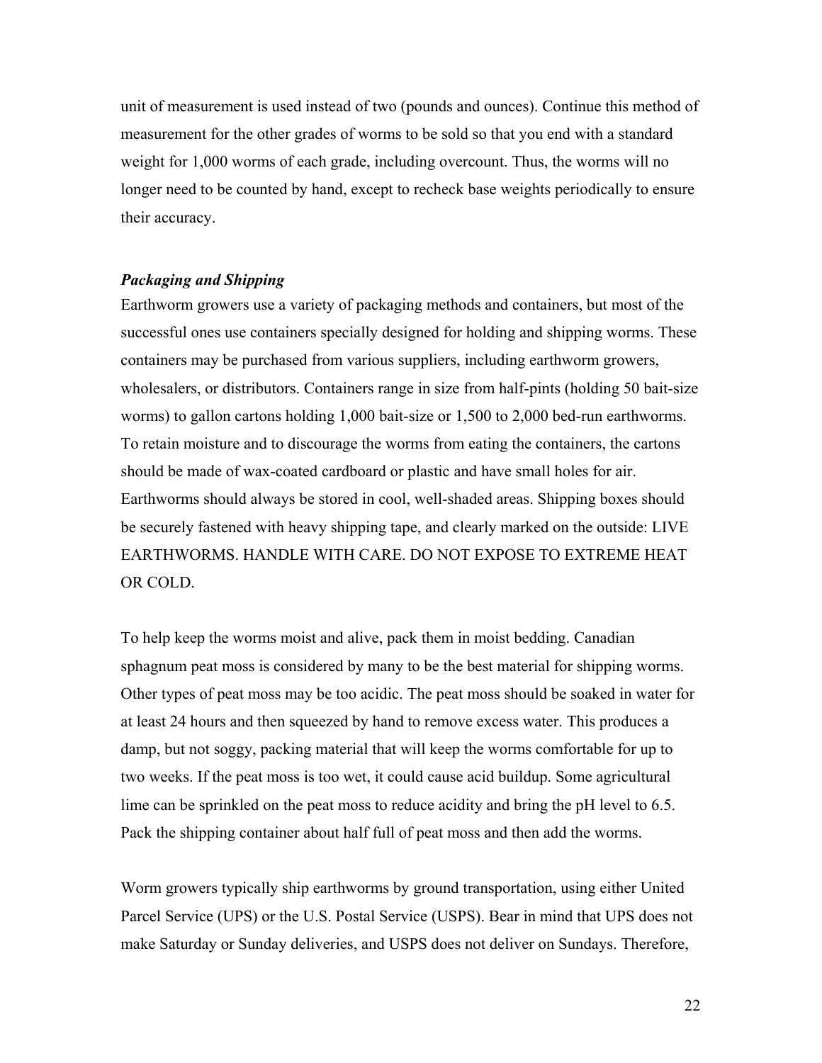unit of measurement is used instead of two (pounds and ounces). Continue this method of measurement for the other grades of worms to be sold so that you end with a standard weight for 1,000 worms of each grade, including overcount. Thus, the worms will no longer need to be counted by hand, except to recheck base weights periodically to ensure their accuracy.

***Packaging and Shipping***

Earthworm growers use a variety of packaging methods and containers, but most of the successful ones use containers specially designed for holding and shipping worms. These containers may be purchased from various suppliers, including earthworm growers, wholesalers, or distributors. Containers range in size from half-pints (holding 50 bait-size worms) to gallon cartons holding 1,000 bait-size or 1,500 to 2,000 bed-run earthworms. To retain moisture and to discourage the worms from eating the containers, the cartons should be made of wax-coated cardboard or plastic and have small holes for air. Earthworms should always be stored in cool, well-shaded areas. Shipping boxes should be securely fastened with heavy shipping tape, and clearly marked on the outside: LIVE EARTHWORMS. HANDLE WITH CARE. DO NOT EXPOSE TO EXTREME HEAT OR COLD.

To help keep the worms moist and alive, pack them in moist bedding. Canadian sphagnum peat moss is considered by many to be the best material for shipping worms. Other types of peat moss may be too acidic. The peat moss should be soaked in water for at least 24 hours and then squeezed by hand to remove excess water. This produces a damp, but not soggy, packing material that will keep the worms comfortable for up to two weeks. If the peat moss is too wet, it could cause acid buildup. Some agricultural lime can be sprinkled on the peat moss to reduce acidity and bring the pH level to 6.5. Pack the shipping container about half full of peat moss and then add the worms.

Worm growers typically ship earthworms by ground transportation, using either United Parcel Service (UPS) or the U.S. Postal Service (USPS). Bear in mind that UPS does not make Saturday or Sunday deliveries, and USPS does not deliver on Sundays. Therefore,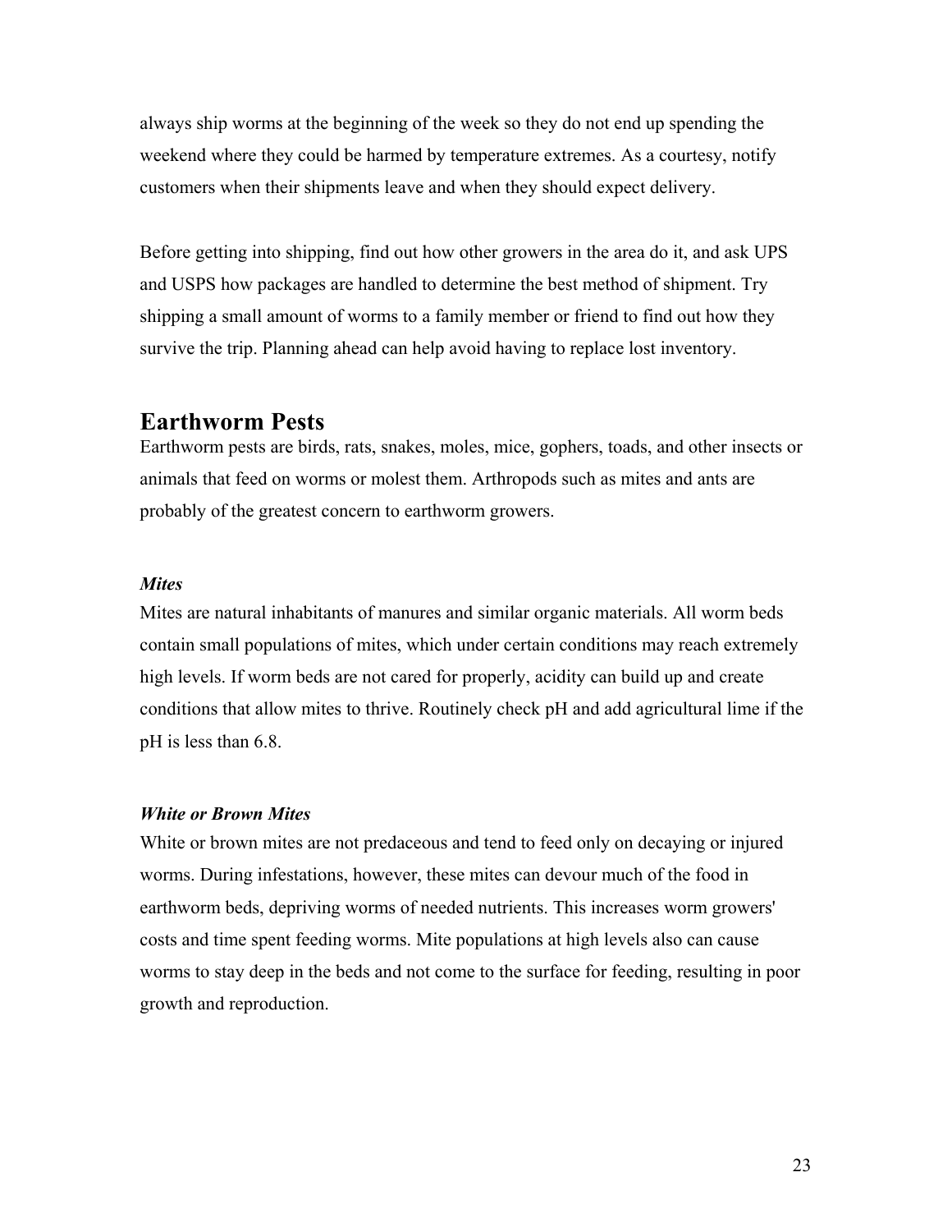always ship worms at the beginning of the week so they do not end up spending the weekend where they could be harmed by temperature extremes. As a courtesy, notify customers when their shipments leave and when they should expect delivery.

Before getting into shipping, find out how other growers in the area do it, and ask UPS and USPS how packages are handled to determine the best method of shipment. Try shipping a small amount of worms to a family member or friend to find out how they survive the trip. Planning ahead can help avoid having to replace lost inventory.

## Earthworm Pests

Earthworm pests are birds, rats, snakes, moles, mice, gophers, toads, and other insects or animals that feed on worms or molest them. Arthropods such as mites and ants are probably of the greatest concern to earthworm growers.

### *Mites*

Mites are natural inhabitants of manures and similar organic materials. All worm beds contain small populations of mites, which under certain conditions may reach extremely high levels. If worm beds are not cared for properly, acidity can build up and create conditions that allow mites to thrive. Routinely check pH and add agricultural lime if the pH is less than 6.8.

### *White or Brown Mites*

White or brown mites are not predaceous and tend to feed only on decaying or injured worms. During infestations, however, these mites can devour much of the food in earthworm beds, depriving worms of needed nutrients. This increases worm growers' costs and time spent feeding worms. Mite populations at high levels also can cause worms to stay deep in the beds and not come to the surface for feeding, resulting in poor growth and reproduction.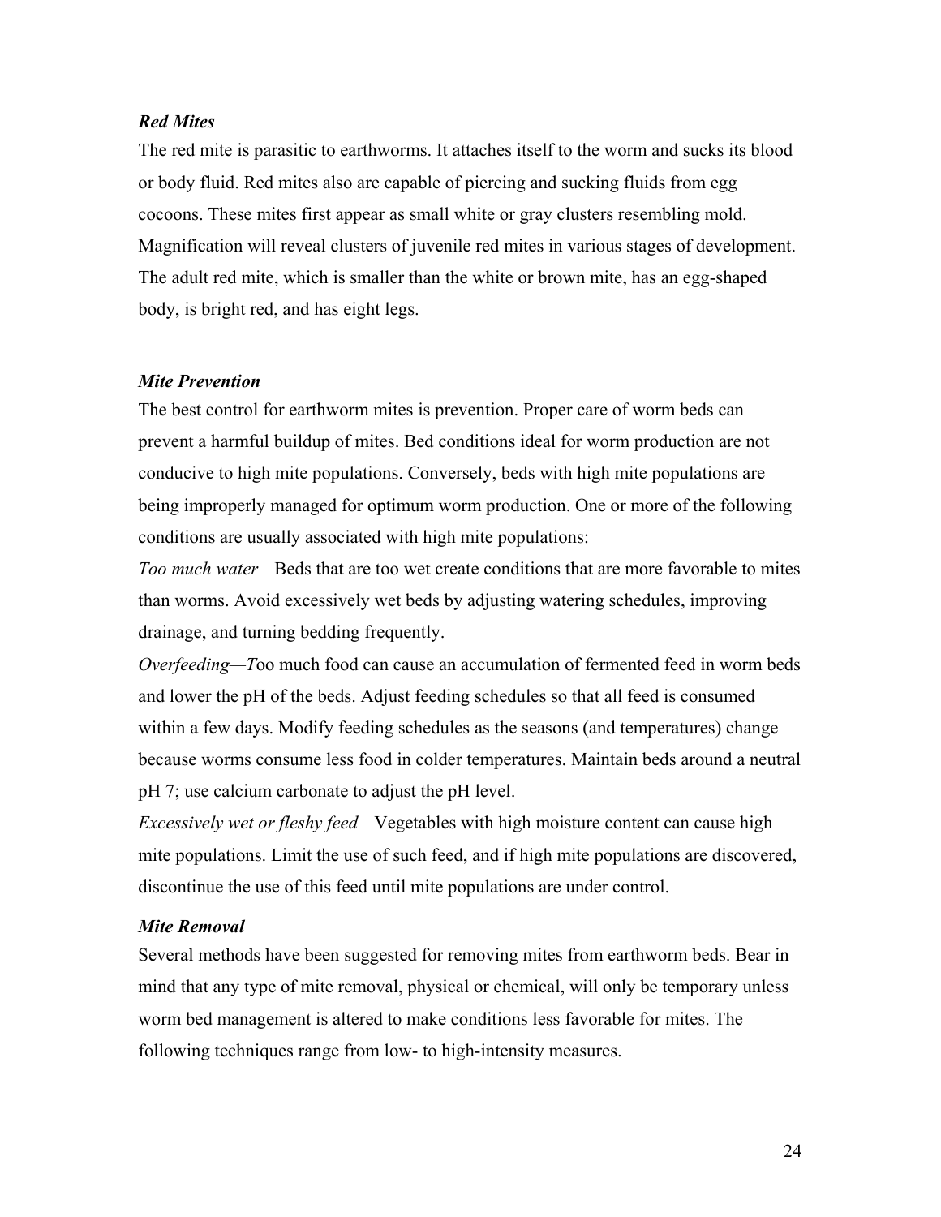### *Red Mites*

The red mite is parasitic to earthworms. It attaches itself to the worm and sucks its blood or body fluid. Red mites also are capable of piercing and sucking fluids from egg cocoons. These mites first appear as small white or gray clusters resembling mold. Magnification will reveal clusters of juvenile red mites in various stages of development. The adult red mite, which is smaller than the white or brown mite, has an egg-shaped body, is bright red, and has eight legs.

### *Mite Prevention*

The best control for earthworm mites is prevention. Proper care of worm beds can prevent a harmful buildup of mites. Bed conditions ideal for worm production are not conducive to high mite populations. Conversely, beds with high mite populations are being improperly managed for optimum worm production. One or more of the following conditions are usually associated with high mite populations:

*Too much water*—Beds that are too wet create conditions that are more favorable to mites than worms. Avoid excessively wet beds by adjusting watering schedules, improving drainage, and turning bedding frequently.

*Overfeeding—T*oo much food can cause an accumulation of fermented feed in worm beds and lower the pH of the beds. Adjust feeding schedules so that all feed is consumed within a few days. Modify feeding schedules as the seasons (and temperatures) change because worms consume less food in colder temperatures. Maintain beds around a neutral pH 7; use calcium carbonate to adjust the pH level.

*Excessively wet or fleshy feed*—Vegetables with high moisture content can cause high mite populations. Limit the use of such feed, and if high mite populations are discovered, discontinue the use of this feed until mite populations are under control.

### *Mite Removal*

Several methods have been suggested for removing mites from earthworm beds. Bear in mind that any type of mite removal, physical or chemical, will only be temporary unless worm bed management is altered to make conditions less favorable for mites. The following techniques range from low- to high-intensity measures.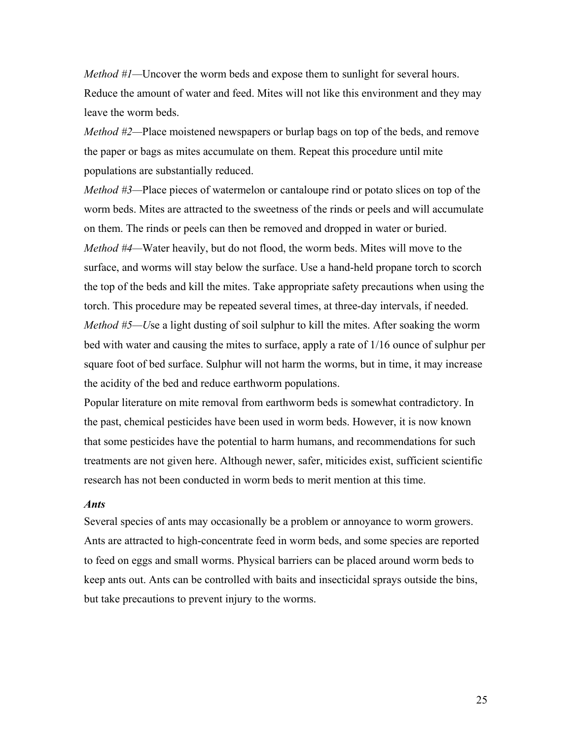*Method #1*—Uncover the worm beds and expose them to sunlight for several hours. Reduce the amount of water and feed. Mites will not like this environment and they may leave the worm beds.

*Method #2*—Place moistened newspapers or burlap bags on top of the beds, and remove the paper or bags as mites accumulate on them. Repeat this procedure until mite populations are substantially reduced.

*Method #3*—Place pieces of watermelon or cantaloupe rind or potato slices on top of the worm beds. Mites are attracted to the sweetness of the rinds or peels and will accumulate on them. The rinds or peels can then be removed and dropped in water or buried.

*Method #4*—Water heavily, but do not flood, the worm beds. Mites will move to the surface, and worms will stay below the surface. Use a hand-held propane torch to scorch the top of the beds and kill the mites. Take appropriate safety precautions when using the torch. This procedure may be repeated several times, at three-day intervals, if needed.

*Method #5*—*U*se a light dusting of soil sulphur to kill the mites. After soaking the worm bed with water and causing the mites to surface, apply a rate of 1/16 ounce of sulphur per square foot of bed surface. Sulphur will not harm the worms, but in time, it may increase the acidity of the bed and reduce earthworm populations.

Popular literature on mite removal from earthworm beds is somewhat contradictory. In the past, chemical pesticides have been used in worm beds. However, it is now known that some pesticides have the potential to harm humans, and recommendations for such treatments are not given here. Although newer, safer, miticides exist, sufficient scientific research has not been conducted in worm beds to merit mention at this time.

***Ants***

Several species of ants may occasionally be a problem or annoyance to worm growers. Ants are attracted to high-concentrate feed in worm beds, and some species are reported to feed on eggs and small worms. Physical barriers can be placed around worm beds to keep ants out. Ants can be controlled with baits and insecticidal sprays outside the bins, but take precautions to prevent injury to the worms.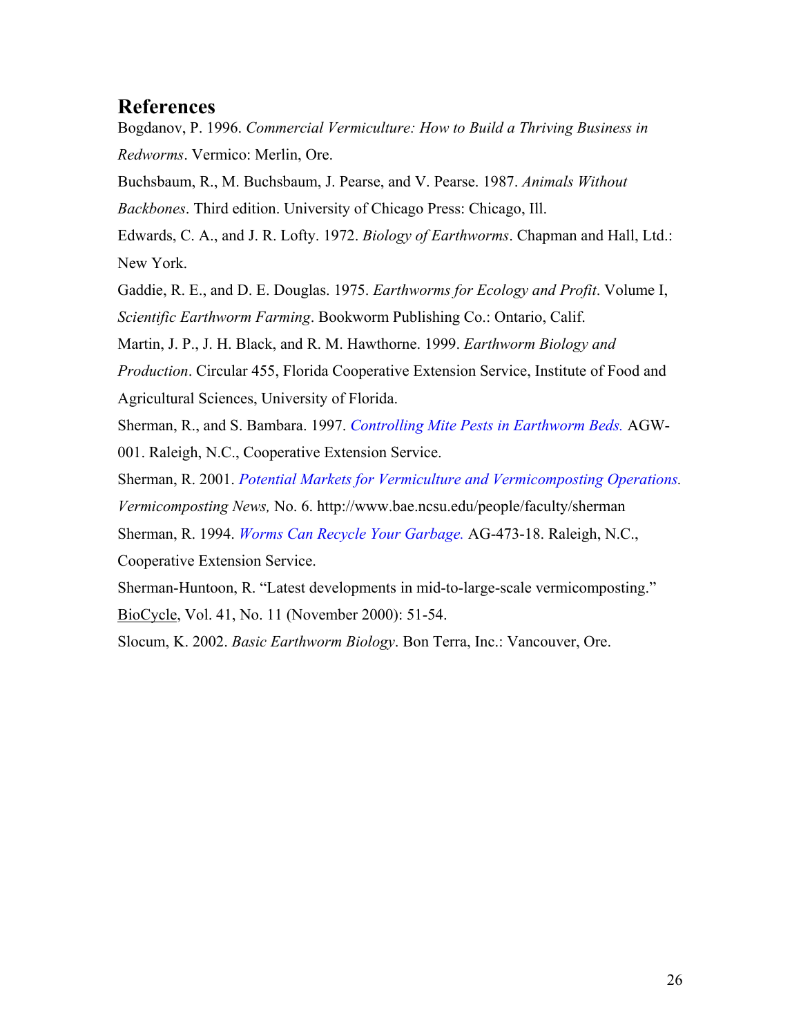## References

Bogdanov, P. 1996. *Commercial Vermiculture: How to Build a Thriving Business in Redworms*. Vermico: Merlin, Ore.

Buchsbaum, R., M. Buchsbaum, J. Pearse, and V. Pearse. 1987. *Animals Without Backbones*. Third edition. University of Chicago Press: Chicago, Ill.

Edwards, C. A., and J. R. Lofty. 1972. *Biology of Earthworms*. Chapman and Hall, Ltd.: New York.

Gaddie, R. E., and D. E. Douglas. 1975. *Earthworms for Ecology and Profit*. Volume I, *Scientific Earthworm Farming*. Bookworm Publishing Co.: Ontario, Calif.

Martin, J. P., J. H. Black, and R. M. Hawthorne. 1999. *Earthworm Biology and Production*. Circular 455, Florida Cooperative Extension Service, Institute of Food and Agricultural Sciences, University of Florida.

Sherman, R., and S. Bambara. 1997. *Controlling Mite Pests in Earthworm Beds.* AGW-001. Raleigh, N.C., Cooperative Extension Service.

Sherman, R. 2001. *Potential Markets for Vermiculture and Vermicomposting Operations. Vermicomposting News,* No. 6. http://www.bae.ncsu.edu/people/faculty/sherman

Sherman, R. 1994. *Worms Can Recycle Your Garbage.* AG-473-18. Raleigh, N.C., Cooperative Extension Service.

Sherman-Huntoon, R. "Latest developments in mid-to-large-scale vermicomposting." BioCycle, Vol. 41, No. 11 (November 2000): 51-54.

Slocum, K. 2002. *Basic Earthworm Biology*. Bon Terra, Inc.: Vancouver, Ore.